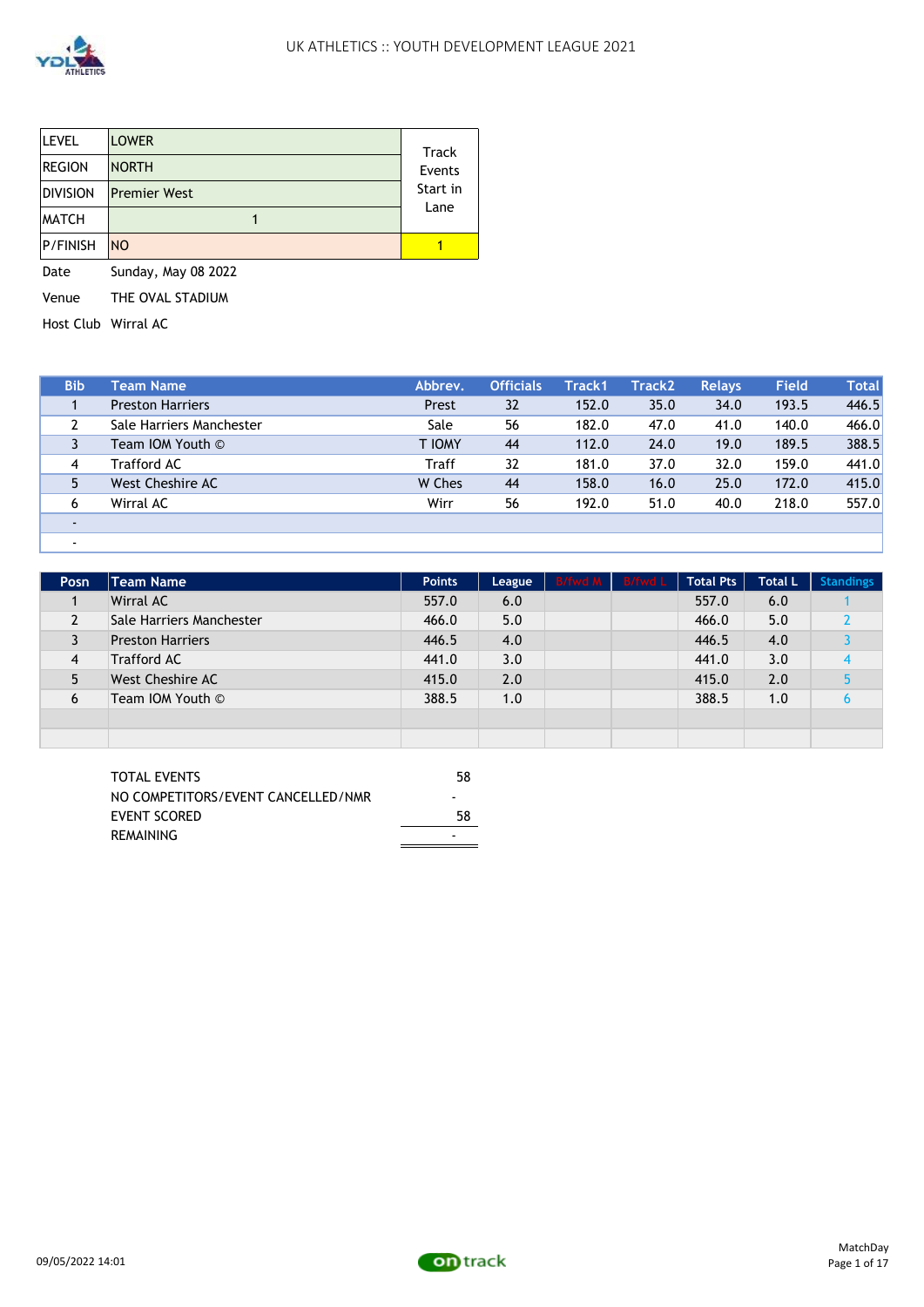UK ATHLETICS :: YOUTH DEVELOPMENT LEAGUE 2021

| LEVEL | LOWER | Track Events Start in Lane |
|---|---|---|
| REGION | NORTH | |
| DIVISION | Premier West | |
| MATCH | 1 | |
| P/FINISH | NO | 1 |

Date Sunday, May 08 2022

Venue THE OVAL STADIUM

Host Club Wirral AC

| Bib | Team Name | Abbrev. | Officials | Track1 | Track2 | Relays | Field | Total |
|---|---|---|---|---|---|---|---|---|
| 1 | Preston Harriers | Prest | 32 | 152.0 | 35.0 | 34.0 | 193.5 | 446.5 |
| 2 | Sale Harriers Manchester | Sale | 56 | 182.0 | 47.0 | 41.0 | 140.0 | 466.0 |
| 3 | Team IOM Youth © | T IOMY | 44 | 112.0 | 24.0 | 19.0 | 189.5 | 388.5 |
| 4 | Trafford AC | Traff | 32 | 181.0 | 37.0 | 32.0 | 159.0 | 441.0 |
| 5 | West Cheshire AC | W Ches | 44 | 158.0 | 16.0 | 25.0 | 172.0 | 415.0 |
| 6 | Wirral AC | Wirr | 56 | 192.0 | 51.0 | 40.0 | 218.0 | 557.0 |
| - | | | | | | | | |
| - | | | | | | | | |

| Posn | Team Name | Points | League | B/fwd M | B/fwd L | Total Pts | Total L | Standings |
|---|---|---|---|---|---|---|---|---|
| 1 | Wirral AC | 557.0 | 6.0 | | | 557.0 | 6.0 | 1 |
| 2 | Sale Harriers Manchester | 466.0 | 5.0 | | | 466.0 | 5.0 | 2 |
| 3 | Preston Harriers | 446.5 | 4.0 | | | 446.5 | 4.0 | 3 |
| 4 | Trafford AC | 441.0 | 3.0 | | | 441.0 | 3.0 | 4 |
| 5 | West Cheshire AC | 415.0 | 2.0 | | | 415.0 | 2.0 | 5 |
| 6 | Team IOM Youth © | 388.5 | 1.0 | | | 388.5 | 1.0 | 6 |
| | | | | | | | | |
| | | | | | | | | |

| | |
|---|---|
| TOTAL EVENTS | 58 |
| NO COMPETITORS/EVENT CANCELLED/NMR | - |
| EVENT SCORED | 58 |
| REMAINING | - |

09/05/2022 14:01

MatchDay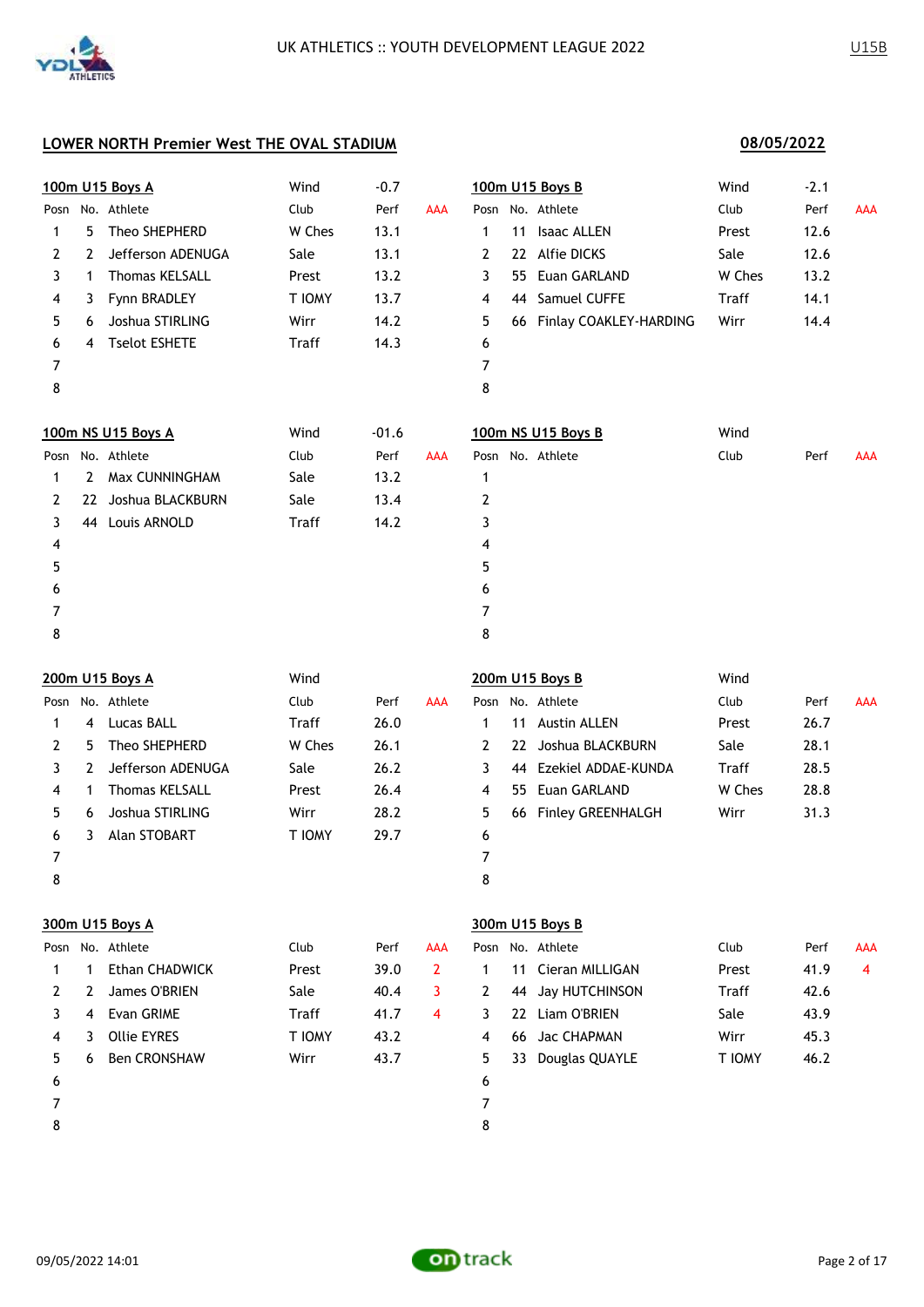## LOWER NORTH Premier West THE OVAL STADIUM

**08/05/2022**

### 100m U15 Boys A

Wind: -0.7

| Posn | No. | Athlete | Club | Perf | AAA |
|---|---|---|---|---|---|
| 1 | 5 | Theo SHEPHERD | W Ches | 13.1 | |
| 2 | 2 | Jefferson ADENUGA | Sale | 13.1 | |
| 3 | 1 | Thomas KELSALL | Prest | 13.2 | |
| 4 | 3 | Fynn BRADLEY | T IOMY | 13.7 | |
| 5 | 6 | Joshua STIRLING | Wirr | 14.2 | |
| 6 | 4 | Tselot ESHETE | Traff | 14.3 | |
| 7 | | | | | |
| 8 | | | | | |

### 100m U15 Boys B

Wind: -2.1

| Posn | No. | Athlete | Club | Perf | AAA |
|---|---|---|---|---|---|
| 1 | 11 | Isaac ALLEN | Prest | 12.6 | |
| 2 | 22 | Alfie DICKS | Sale | 12.6 | |
| 3 | 55 | Euan GARLAND | W Ches | 13.2 | |
| 4 | 44 | Samuel CUFFE | Traff | 14.1 | |
| 5 | 66 | Finlay COAKLEY-HARDING | Wirr | 14.4 | |
| 6 | | | | | |
| 7 | | | | | |
| 8 | | | | | |

### 100m NS U15 Boys A

Wind: -01.6

| Posn | No. | Athlete | Club | Perf | AAA |
|---|---|---|---|---|---|
| 1 | 2 | Max CUNNINGHAM | Sale | 13.2 | |
| 2 | 22 | Joshua BLACKBURN | Sale | 13.4 | |
| 3 | 44 | Louis ARNOLD | Traff | 14.2 | |
| 4 | | | | | |
| 5 | | | | | |
| 6 | | | | | |
| 7 | | | | | |
| 8 | | | | | |

### 100m NS U15 Boys B

Wind:

| Posn | No. | Athlete | Club | Perf | AAA |
|---|---|---|---|---|---|
| 1 | | | | | |
| 2 | | | | | |
| 3 | | | | | |
| 4 | | | | | |
| 5 | | | | | |
| 6 | | | | | |
| 7 | | | | | |
| 8 | | | | | |

### 200m U15 Boys A

Wind:

| Posn | No. | Athlete | Club | Perf | AAA |
|---|---|---|---|---|---|
| 1 | 4 | Lucas BALL | Traff | 26.0 | |
| 2 | 5 | Theo SHEPHERD | W Ches | 26.1 | |
| 3 | 2 | Jefferson ADENUGA | Sale | 26.2 | |
| 4 | 1 | Thomas KELSALL | Prest | 26.4 | |
| 5 | 6 | Joshua STIRLING | Wirr | 28.2 | |
| 6 | 3 | Alan STOBART | T IOMY | 29.7 | |
| 7 | | | | | |
| 8 | | | | | |

### 200m U15 Boys B

Wind:

| Posn | No. | Athlete | Club | Perf | AAA |
|---|---|---|---|---|---|
| 1 | 11 | Austin ALLEN | Prest | 26.7 | |
| 2 | 22 | Joshua BLACKBURN | Sale | 28.1 | |
| 3 | 44 | Ezekiel ADDAE-KUNDA | Traff | 28.5 | |
| 4 | 55 | Euan GARLAND | W Ches | 28.8 | |
| 5 | 66 | Finley GREENHALGH | Wirr | 31.3 | |
| 6 | | | | | |
| 7 | | | | | |
| 8 | | | | | |

### 300m U15 Boys A

| Posn | No. | Athlete | Club | Perf | AAA |
|---|---|---|---|---|---|
| 1 | 1 | Ethan CHADWICK | Prest | 39.0 | 2 |
| 2 | 2 | James O'BRIEN | Sale | 40.4 | 3 |
| 3 | 4 | Evan GRIME | Traff | 41.7 | 4 |
| 4 | 3 | Ollie EYRES | T IOMY | 43.2 | |
| 5 | 6 | Ben CRONSHAW | Wirr | 43.7 | |
| 6 | | | | | |
| 7 | | | | | |
| 8 | | | | | |

### 300m U15 Boys B

| Posn | No. | Athlete | Club | Perf | AAA |
|---|---|---|---|---|---|
| 1 | 11 | Cieran MILLIGAN | Prest | 41.9 | 4 |
| 2 | 44 | Jay HUTCHINSON | Traff | 42.6 | |
| 3 | 22 | Liam O'BRIEN | Sale | 43.9 | |
| 4 | 66 | Jac CHAPMAN | Wirr | 45.3 | |
| 5 | 33 | Douglas QUAYLE | T IOMY | 46.2 | |
| 6 | | | | | |
| 7 | | | | | |
| 8 | | | | | |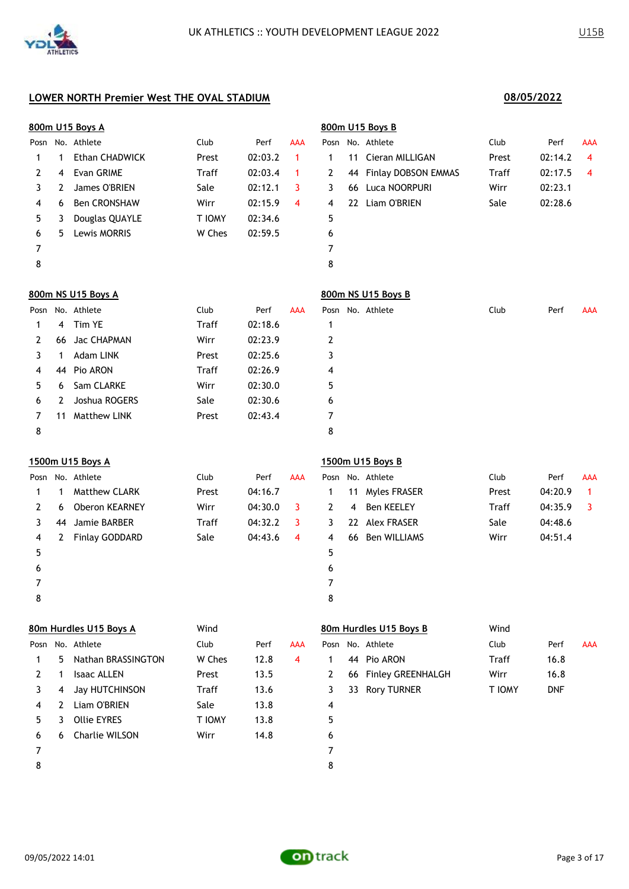## LOWER NORTH Premier West THE OVAL STADIUM

**08/05/2022**

### 800m U15 Boys A

| Posn | No. | Athlete | Club | Perf | AAA |
|---|---|---|---|---|---|
| 1 | 1 | Ethan CHADWICK | Prest | 02:03.2 | 1 |
| 2 | 4 | Evan GRIME | Traff | 02:03.4 | 1 |
| 3 | 2 | James O'BRIEN | Sale | 02:12.1 | 3 |
| 4 | 6 | Ben CRONSHAW | Wirr | 02:15.9 | 4 |
| 5 | 3 | Douglas QUAYLE | T IOMY | 02:34.6 | |
| 6 | 5 | Lewis MORRIS | W Ches | 02:59.5 | |
| 7 | | | | | |
| 8 | | | | | |

### 800m U15 Boys B

| Posn | No. | Athlete | Club | Perf | AAA |
|---|---|---|---|---|---|
| 1 | 11 | Cieran MILLIGAN | Prest | 02:14.2 | 4 |
| 2 | 44 | Finlay DOBSON EMMAS | Traff | 02:17.5 | 4 |
| 3 | 66 | Luca NOORPURI | Wirr | 02:23.1 | |
| 4 | 22 | Liam O'BRIEN | Sale | 02:28.6 | |
| 5 | | | | | |
| 6 | | | | | |
| 7 | | | | | |
| 8 | | | | | |

### 800m NS U15 Boys A

| Posn | No. | Athlete | Club | Perf | AAA |
|---|---|---|---|---|---|
| 1 | 4 | Tim YE | Traff | 02:18.6 | |
| 2 | 66 | Jac CHAPMAN | Wirr | 02:23.9 | |
| 3 | 1 | Adam LINK | Prest | 02:25.6 | |
| 4 | 44 | Pio ARON | Traff | 02:26.9 | |
| 5 | 6 | Sam CLARKE | Wirr | 02:30.0 | |
| 6 | 2 | Joshua ROGERS | Sale | 02:30.6 | |
| 7 | 11 | Matthew LINK | Prest | 02:43.4 | |
| 8 | | | | | |

### 800m NS U15 Boys B

| Posn | No. | Athlete | Club | Perf | AAA |
|---|---|---|---|---|---|
| 1 | | | | | |
| 2 | | | | | |
| 3 | | | | | |
| 4 | | | | | |
| 5 | | | | | |
| 6 | | | | | |
| 7 | | | | | |
| 8 | | | | | |

### 1500m U15 Boys A

| Posn | No. | Athlete | Club | Perf | AAA |
|---|---|---|---|---|---|
| 1 | 1 | Matthew CLARK | Prest | 04:16.7 | |
| 2 | 6 | Oberon KEARNEY | Wirr | 04:30.0 | 3 |
| 3 | 44 | Jamie BARBER | Traff | 04:32.2 | 3 |
| 4 | 2 | Finlay GODDARD | Sale | 04:43.6 | 4 |
| 5 | | | | | |
| 6 | | | | | |
| 7 | | | | | |
| 8 | | | | | |

### 1500m U15 Boys B

| Posn | No. | Athlete | Club | Perf | AAA |
|---|---|---|---|---|---|
| 1 | 11 | Myles FRASER | Prest | 04:20.9 | 1 |
| 2 | 4 | Ben KEELEY | Traff | 04:35.9 | 3 |
| 3 | 22 | Alex FRASER | Sale | 04:48.6 | |
| 4 | 66 | Ben WILLIAMS | Wirr | 04:51.4 | |
| 5 | | | | | |
| 6 | | | | | |
| 7 | | | | | |
| 8 | | | | | |

### 80m Hurdles U15 Boys A

Wind

| Posn | No. | Athlete | Club | Perf | AAA |
|---|---|---|---|---|---|
| 1 | 5 | Nathan BRASSINGTON | W Ches | 12.8 | 4 |
| 2 | 1 | Isaac ALLEN | Prest | 13.5 | |
| 3 | 4 | Jay HUTCHINSON | Traff | 13.6 | |
| 4 | 2 | Liam O'BRIEN | Sale | 13.8 | |
| 5 | 3 | Ollie EYRES | T IOMY | 13.8 | |
| 6 | 6 | Charlie WILSON | Wirr | 14.8 | |
| 7 | | | | | |
| 8 | | | | | |

### 80m Hurdles U15 Boys B

Wind

| Posn | No. | Athlete | Club | Perf | AAA |
|---|---|---|---|---|---|
| 1 | 44 | Pio ARON | Traff | 16.8 | |
| 2 | 66 | Finley GREENHALGH | Wirr | 16.8 | |
| 3 | 33 | Rory TURNER | T IOMY | DNF | |
| 4 | | | | | |
| 5 | | | | | |
| 6 | | | | | |
| 7 | | | | | |
| 8 | | | | | |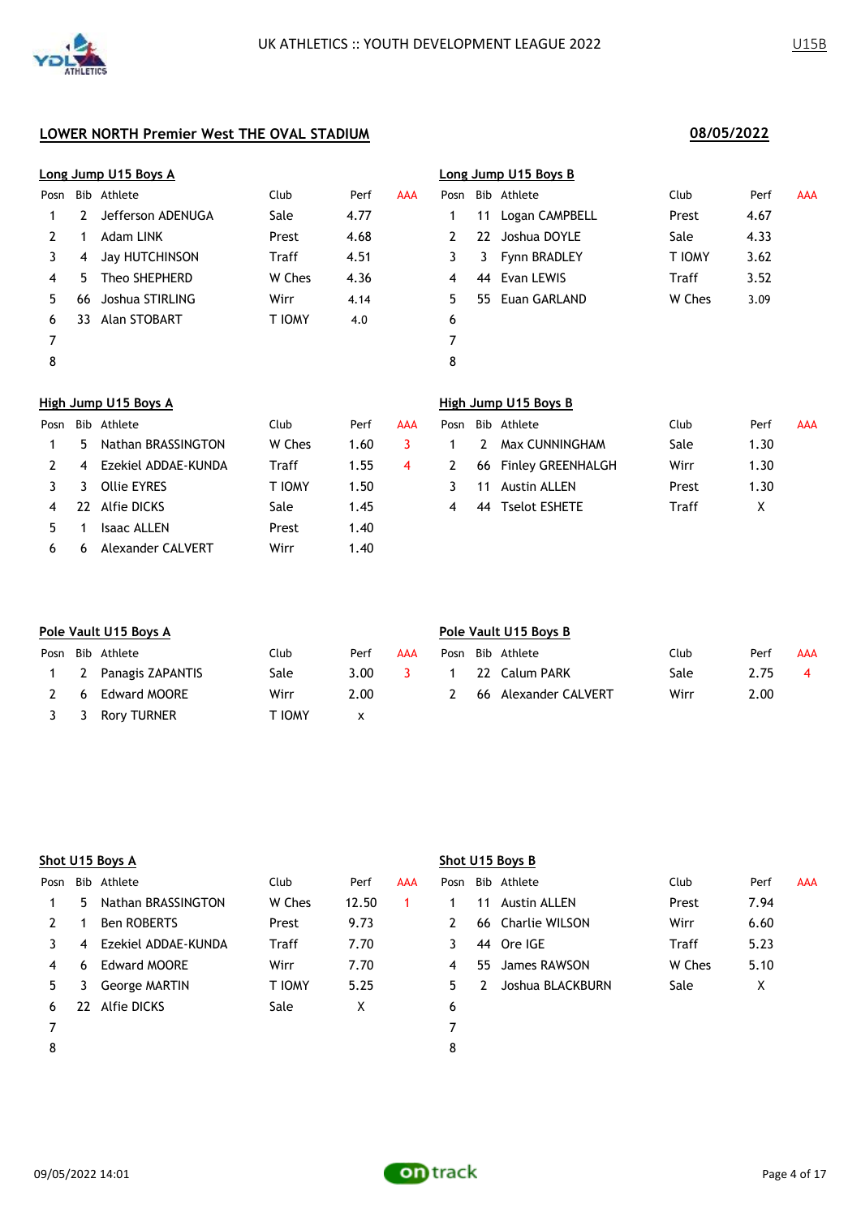UK ATHLETICS :: YOUTH DEVELOPMENT LEAGUE 2022

U15B

## LOWER NORTH Premier West THE OVAL STADIUM

**08/05/2022**

### Long Jump U15 Boys A

| Posn | Bib | Athlete | Club | Perf | AAA |
|---|---|---|---|---|---|
| 1 | 2 | Jefferson ADENUGA | Sale | 4.77 | |
| 2 | 1 | Adam LINK | Prest | 4.68 | |
| 3 | 4 | Jay HUTCHINSON | Traff | 4.51 | |
| 4 | 5 | Theo SHEPHERD | W Ches | 4.36 | |
| 5 | 66 | Joshua STIRLING | Wirr | 4.14 | |
| 6 | 33 | Alan STOBART | T IOMY | 4.0 | |
| 7 | | | | | |
| 8 | | | | | |

### Long Jump U15 Boys B

| Posn | Bib | Athlete | Club | Perf | AAA |
|---|---|---|---|---|---|
| 1 | 11 | Logan CAMPBELL | Prest | 4.67 | |
| 2 | 22 | Joshua DOYLE | Sale | 4.33 | |
| 3 | 3 | Fynn BRADLEY | T IOMY | 3.62 | |
| 4 | 44 | Evan LEWIS | Traff | 3.52 | |
| 5 | 55 | Euan GARLAND | W Ches | 3.09 | |
| 6 | | | | | |
| 7 | | | | | |
| 8 | | | | | |

### High Jump U15 Boys A

| Posn | Bib | Athlete | Club | Perf | AAA |
|---|---|---|---|---|---|
| 1 | 5 | Nathan BRASSINGTON | W Ches | 1.60 | 3 |
| 2 | 4 | Ezekiel ADDAE-KUNDA | Traff | 1.55 | 4 |
| 3 | 3 | Ollie EYRES | T IOMY | 1.50 | |
| 4 | 22 | Alfie DICKS | Sale | 1.45 | |
| 5 | 1 | Isaac ALLEN | Prest | 1.40 | |
| 6 | 6 | Alexander CALVERT | Wirr | 1.40 | |

### High Jump U15 Boys B

| Posn | Bib | Athlete | Club | Perf | AAA |
|---|---|---|---|---|---|
| 1 | 2 | Max CUNNINGHAM | Sale | 1.30 | |
| 2 | 66 | Finley GREENHALGH | Wirr | 1.30 | |
| 3 | 11 | Austin ALLEN | Prest | 1.30 | |
| 4 | 44 | Tselot ESHETE | Traff | X | |

### Pole Vault U15 Boys A

| Posn | Bib | Athlete | Club | Perf | AAA |
|---|---|---|---|---|---|
| 1 | 2 | Panagis ZAPANTIS | Sale | 3.00 | 3 |
| 2 | 6 | Edward MOORE | Wirr | 2.00 | |
| 3 | 3 | Rory TURNER | T IOMY | x | |

### Pole Vault U15 Boys B

| Posn | Bib | Athlete | Club | Perf | AAA |
|---|---|---|---|---|---|
| 1 | 22 | Calum PARK | Sale | 2.75 | 4 |
| 2 | 66 | Alexander CALVERT | Wirr | 2.00 | |

### Shot U15 Boys A

| Posn | Bib | Athlete | Club | Perf | AAA |
|---|---|---|---|---|---|
| 1 | 5 | Nathan BRASSINGTON | W Ches | 12.50 | 1 |
| 2 | 1 | Ben ROBERTS | Prest | 9.73 | |
| 3 | 4 | Ezekiel ADDAE-KUNDA | Traff | 7.70 | |
| 4 | 6 | Edward MOORE | Wirr | 7.70 | |
| 5 | 3 | George MARTIN | T IOMY | 5.25 | |
| 6 | 22 | Alfie DICKS | Sale | X | |
| 7 | | | | | |
| 8 | | | | | |

### Shot U15 Boys B

| Posn | Bib | Athlete | Club | Perf | AAA |
|---|---|---|---|---|---|
| 1 | 11 | Austin ALLEN | Prest | 7.94 | |
| 2 | 66 | Charlie WILSON | Wirr | 6.60 | |
| 3 | 44 | Ore IGE | Traff | 5.23 | |
| 4 | 55 | James RAWSON | W Ches | 5.10 | |
| 5 | 2 | Joshua BLACKBURN | Sale | X | |
| 6 | | | | | |
| 7 | | | | | |
| 8 | | | | | |

09/05/2022 14:01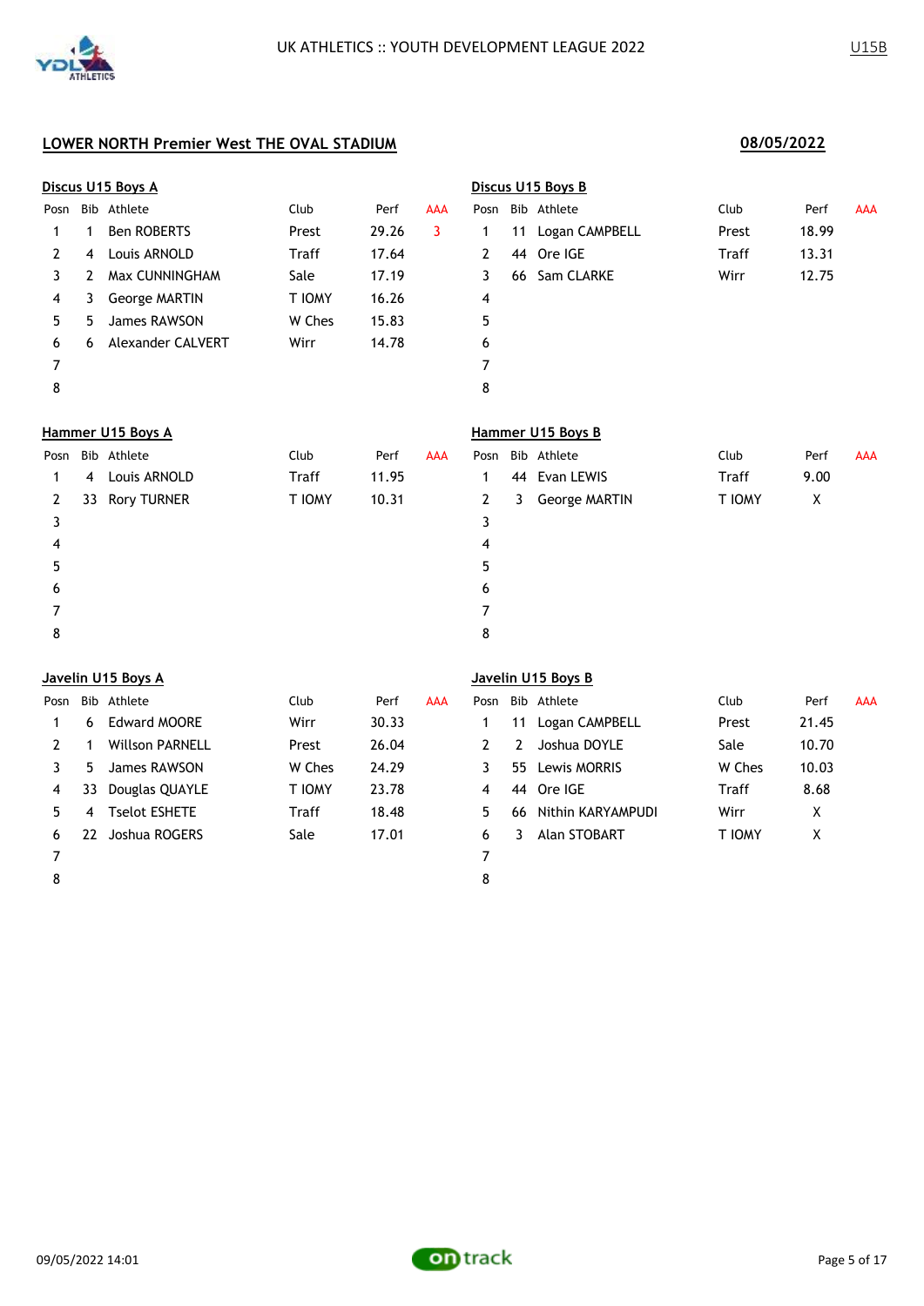## LOWER NORTH Premier West THE OVAL STADIUM

**08/05/2022**

### Discus U15 Boys A

| Posn | Bib | Athlete | Club | Perf | AAA |
|---|---|---|---|---|---|
| 1 | 1 | Ben ROBERTS | Prest | 29.26 | 3 |
| 2 | 4 | Louis ARNOLD | Traff | 17.64 | |
| 3 | 2 | Max CUNNINGHAM | Sale | 17.19 | |
| 4 | 3 | George MARTIN | T IOMY | 16.26 | |
| 5 | 5 | James RAWSON | W Ches | 15.83 | |
| 6 | 6 | Alexander CALVERT | Wirr | 14.78 | |
| 7 | | | | | |
| 8 | | | | | |

### Discus U15 Boys B

| Posn | Bib | Athlete | Club | Perf | AAA |
|---|---|---|---|---|---|
| 1 | 11 | Logan CAMPBELL | Prest | 18.99 | |
| 2 | 44 | Ore IGE | Traff | 13.31 | |
| 3 | 66 | Sam CLARKE | Wirr | 12.75 | |
| 4 | | | | | |
| 5 | | | | | |
| 6 | | | | | |
| 7 | | | | | |
| 8 | | | | | |

### Hammer U15 Boys A

| Posn | Bib | Athlete | Club | Perf | AAA |
|---|---|---|---|---|---|
| 1 | 4 | Louis ARNOLD | Traff | 11.95 | |
| 2 | 33 | Rory TURNER | T IOMY | 10.31 | |
| 3 | | | | | |
| 4 | | | | | |
| 5 | | | | | |
| 6 | | | | | |
| 7 | | | | | |
| 8 | | | | | |

### Hammer U15 Boys B

| Posn | Bib | Athlete | Club | Perf | AAA |
|---|---|---|---|---|---|
| 1 | 44 | Evan LEWIS | Traff | 9.00 | |
| 2 | 3 | George MARTIN | T IOMY | X | |
| 3 | | | | | |
| 4 | | | | | |
| 5 | | | | | |
| 6 | | | | | |
| 7 | | | | | |
| 8 | | | | | |

### Javelin U15 Boys A

| Posn | Bib | Athlete | Club | Perf | AAA |
|---|---|---|---|---|---|
| 1 | 6 | Edward MOORE | Wirr | 30.33 | |
| 2 | 1 | Willson PARNELL | Prest | 26.04 | |
| 3 | 5 | James RAWSON | W Ches | 24.29 | |
| 4 | 33 | Douglas QUAYLE | T IOMY | 23.78 | |
| 5 | 4 | Tselot ESHETE | Traff | 18.48 | |
| 6 | 22 | Joshua ROGERS | Sale | 17.01 | |
| 7 | | | | | |
| 8 | | | | | |

### Javelin U15 Boys B

| Posn | Bib | Athlete | Club | Perf | AAA |
|---|---|---|---|---|---|
| 1 | 11 | Logan CAMPBELL | Prest | 21.45 | |
| 2 | 2 | Joshua DOYLE | Sale | 10.70 | |
| 3 | 55 | Lewis MORRIS | W Ches | 10.03 | |
| 4 | 44 | Ore IGE | Traff | 8.68 | |
| 5 | 66 | Nithin KARYAMPUDI | Wirr | X | |
| 6 | 3 | Alan STOBART | T IOMY | X | |
| 7 | | | | | |
| 8 | | | | | |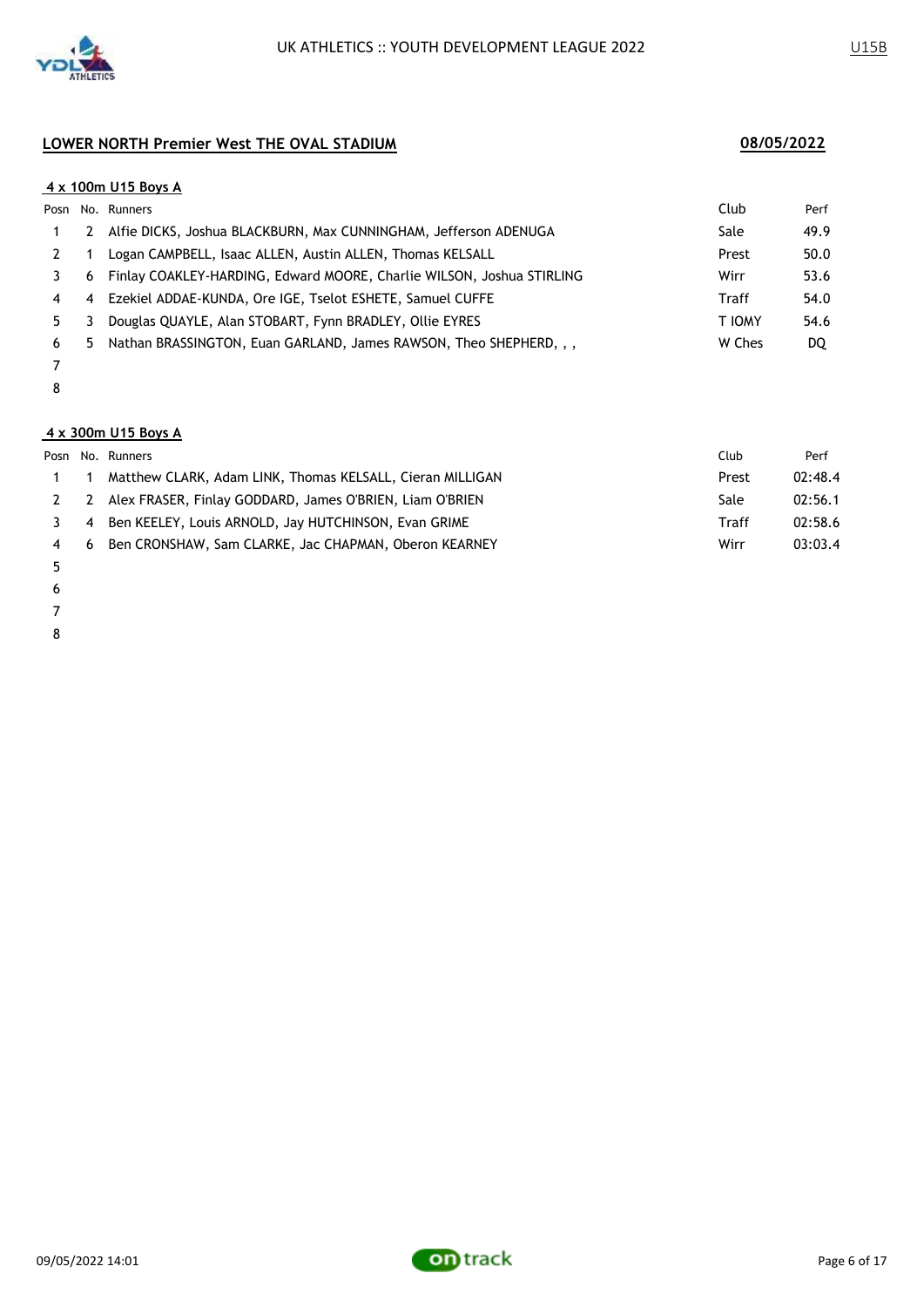## LOWER NORTH Premier West THE OVAL STADIUM

**08/05/2022**

### 4 x 100m U15 Boys A

| Posn | No. | Runners | Club | Perf |
|---|---|---|---|---|
| 1 | 2 | Alfie DICKS, Joshua BLACKBURN, Max CUNNINGHAM, Jefferson ADENUGA | Sale | 49.9 |
| 2 | 1 | Logan CAMPBELL, Isaac ALLEN, Austin ALLEN, Thomas KELSALL | Prest | 50.0 |
| 3 | 6 | Finlay COAKLEY-HARDING, Edward MOORE, Charlie WILSON, Joshua STIRLING | Wirr | 53.6 |
| 4 | 4 | Ezekiel ADDAE-KUNDA, Ore IGE, Tselot ESHETE, Samuel CUFFE | Traff | 54.0 |
| 5 | 3 | Douglas QUAYLE, Alan STOBART, Fynn BRADLEY, Ollie EYRES | T IOMY | 54.6 |
| 6 | 5 | Nathan BRASSINGTON, Euan GARLAND, James RAWSON, Theo SHEPHERD, , , | W Ches | DQ |
| 7 | | | | |
| 8 | | | | |

### 4 x 300m U15 Boys A

| Posn | No. | Runners | Club | Perf |
|---|---|---|---|---|
| 1 | 1 | Matthew CLARK, Adam LINK, Thomas KELSALL, Cieran MILLIGAN | Prest | 02:48.4 |
| 2 | 2 | Alex FRASER, Finlay GODDARD, James O'BRIEN, Liam O'BRIEN | Sale | 02:56.1 |
| 3 | 4 | Ben KEELEY, Louis ARNOLD, Jay HUTCHINSON, Evan GRIME | Traff | 02:58.6 |
| 4 | 6 | Ben CRONSHAW, Sam CLARKE, Jac CHAPMAN, Oberon KEARNEY | Wirr | 03:03.4 |
| 5 | | | | |
| 6 | | | | |
| 7 | | | | |
| 8 | | | | |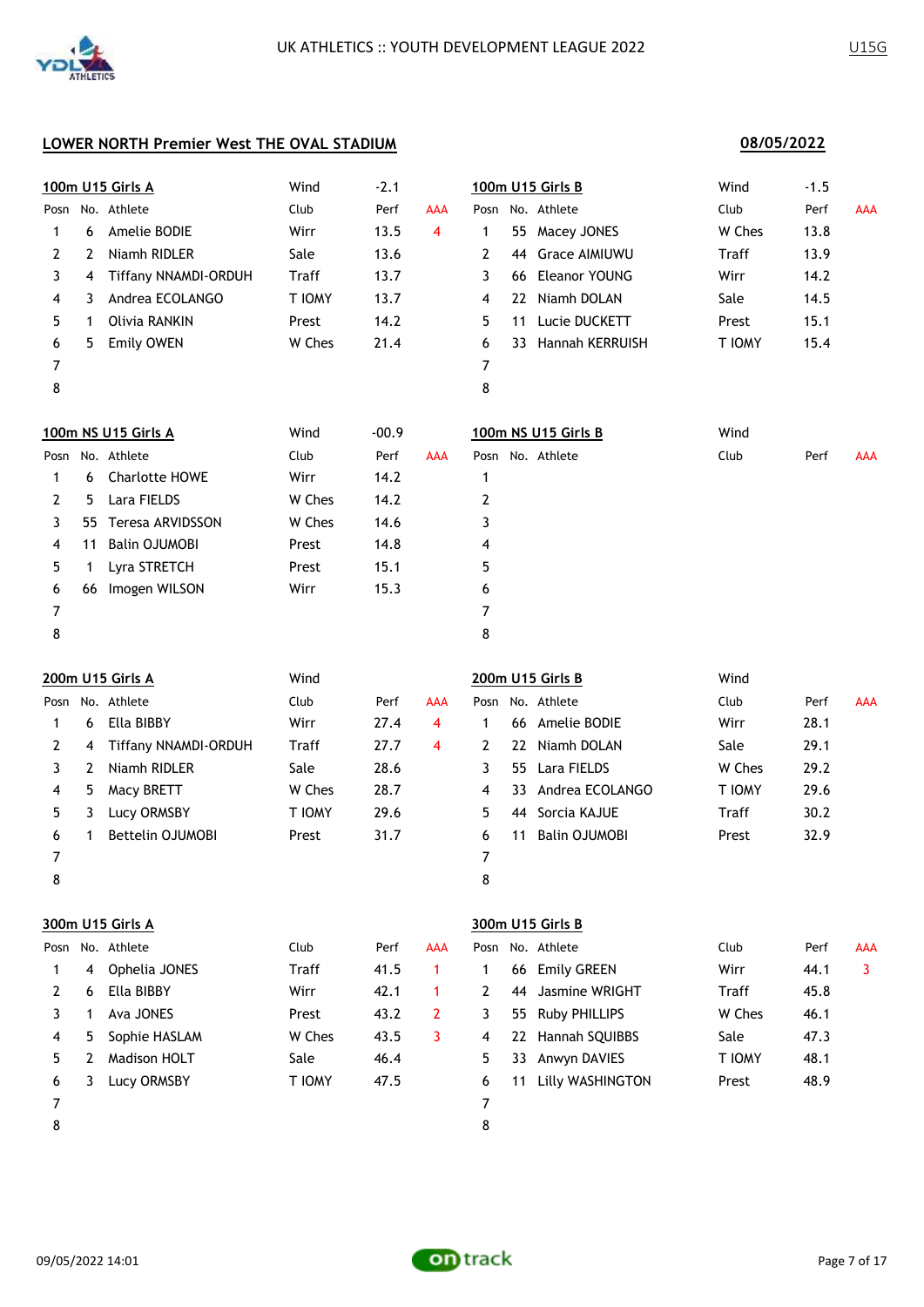UK ATHLETICS :: YOUTH DEVELOPMENT LEAGUE 2022

U15G

## LOWER NORTH Premier West THE OVAL STADIUM

**08/05/2022**

### 100m U15 Girls A

Wind -2.1

| Posn | No. | Athlete | Club | Perf | AAA |
|---|---|---|---|---|---|
| 1 | 6 | Amelie BODIE | Wirr | 13.5 | 4 |
| 2 | 2 | Niamh RIDLER | Sale | 13.6 | |
| 3 | 4 | Tiffany NNAMDI-ORDUH | Traff | 13.7 | |
| 4 | 3 | Andrea ECOLANGO | T IOMY | 13.7 | |
| 5 | 1 | Olivia RANKIN | Prest | 14.2 | |
| 6 | 5 | Emily OWEN | W Ches | 21.4 | |
| 7 | | | | | |
| 8 | | | | | |

### 100m U15 Girls B

Wind -1.5

| Posn | No. | Athlete | Club | Perf | AAA |
|---|---|---|---|---|---|
| 1 | 55 | Macey JONES | W Ches | 13.8 | |
| 2 | 44 | Grace AIMIUWU | Traff | 13.9 | |
| 3 | 66 | Eleanor YOUNG | Wirr | 14.2 | |
| 4 | 22 | Niamh DOLAN | Sale | 14.5 | |
| 5 | 11 | Lucie DUCKETT | Prest | 15.1 | |
| 6 | 33 | Hannah KERRUISH | T IOMY | 15.4 | |
| 7 | | | | | |
| 8 | | | | | |

### 100m NS U15 Girls A

Wind -00.9

| Posn | No. | Athlete | Club | Perf | AAA |
|---|---|---|---|---|---|
| 1 | 6 | Charlotte HOWE | Wirr | 14.2 | |
| 2 | 5 | Lara FIELDS | W Ches | 14.2 | |
| 3 | 55 | Teresa ARVIDSSON | W Ches | 14.6 | |
| 4 | 11 | Balin OJUMOBI | Prest | 14.8 | |
| 5 | 1 | Lyra STRETCH | Prest | 15.1 | |
| 6 | 66 | Imogen WILSON | Wirr | 15.3 | |
| 7 | | | | | |
| 8 | | | | | |

### 100m NS U15 Girls B

Wind

| Posn | No. | Athlete | Club | Perf | AAA |
|---|---|---|---|---|---|
| 1 | | | | | |
| 2 | | | | | |
| 3 | | | | | |
| 4 | | | | | |
| 5 | | | | | |
| 6 | | | | | |
| 7 | | | | | |
| 8 | | | | | |

### 200m U15 Girls A

Wind

| Posn | No. | Athlete | Club | Perf | AAA |
|---|---|---|---|---|---|
| 1 | 6 | Ella BIBBY | Wirr | 27.4 | 4 |
| 2 | 4 | Tiffany NNAMDI-ORDUH | Traff | 27.7 | 4 |
| 3 | 2 | Niamh RIDLER | Sale | 28.6 | |
| 4 | 5 | Macy BRETT | W Ches | 28.7 | |
| 5 | 3 | Lucy ORMSBY | T IOMY | 29.6 | |
| 6 | 1 | Bettelin OJUMOBI | Prest | 31.7 | |
| 7 | | | | | |
| 8 | | | | | |

### 200m U15 Girls B

Wind

| Posn | No. | Athlete | Club | Perf | AAA |
|---|---|---|---|---|---|
| 1 | 66 | Amelie BODIE | Wirr | 28.1 | |
| 2 | 22 | Niamh DOLAN | Sale | 29.1 | |
| 3 | 55 | Lara FIELDS | W Ches | 29.2 | |
| 4 | 33 | Andrea ECOLANGO | T IOMY | 29.6 | |
| 5 | 44 | Sorcia KAJUE | Traff | 30.2 | |
| 6 | 11 | Balin OJUMOBI | Prest | 32.9 | |
| 7 | | | | | |
| 8 | | | | | |

### 300m U15 Girls A

| Posn | No. | Athlete | Club | Perf | AAA |
|---|---|---|---|---|---|
| 1 | 4 | Ophelia JONES | Traff | 41.5 | 1 |
| 2 | 6 | Ella BIBBY | Wirr | 42.1 | 1 |
| 3 | 1 | Ava JONES | Prest | 43.2 | 2 |
| 4 | 5 | Sophie HASLAM | W Ches | 43.5 | 3 |
| 5 | 2 | Madison HOLT | Sale | 46.4 | |
| 6 | 3 | Lucy ORMSBY | T IOMY | 47.5 | |
| 7 | | | | | |
| 8 | | | | | |

### 300m U15 Girls B

| Posn | No. | Athlete | Club | Perf | AAA |
|---|---|---|---|---|---|
| 1 | 66 | Emily GREEN | Wirr | 44.1 | 3 |
| 2 | 44 | Jasmine WRIGHT | Traff | 45.8 | |
| 3 | 55 | Ruby PHILLIPS | W Ches | 46.1 | |
| 4 | 22 | Hannah SQUIBBS | Sale | 47.3 | |
| 5 | 33 | Anwyn DAVIES | T IOMY | 48.1 | |
| 6 | 11 | Lilly WASHINGTON | Prest | 48.9 | |
| 7 | | | | | |
| 8 | | | | | |

09/05/2022 14:01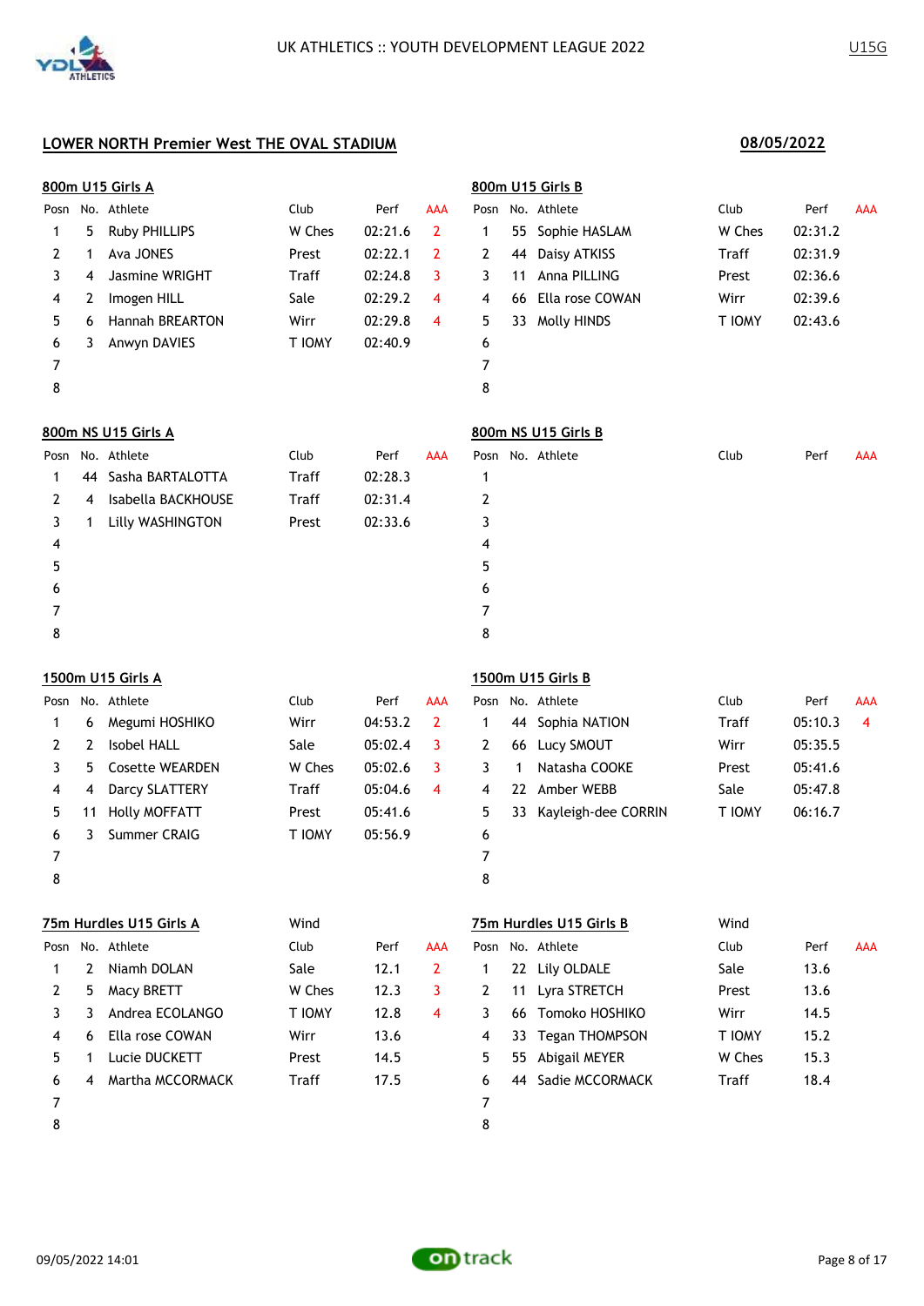UK ATHLETICS :: YOUTH DEVELOPMENT LEAGUE 2022

U15G

## LOWER NORTH Premier West THE OVAL STADIUM

**08/05/2022**

### 800m U15 Girls A

| Posn | No. | Athlete | Club | Perf | AAA |
|---|---|---|---|---|---|
| 1 | 5 | Ruby PHILLIPS | W Ches | 02:21.6 | 2 |
| 2 | 1 | Ava JONES | Prest | 02:22.1 | 2 |
| 3 | 4 | Jasmine WRIGHT | Traff | 02:24.8 | 3 |
| 4 | 2 | Imogen HILL | Sale | 02:29.2 | 4 |
| 5 | 6 | Hannah BREARTON | Wirr | 02:29.8 | 4 |
| 6 | 3 | Anwyn DAVIES | T IOMY | 02:40.9 | |
| 7 | | | | | |
| 8 | | | | | |

### 800m U15 Girls B

| Posn | No. | Athlete | Club | Perf | AAA |
|---|---|---|---|---|---|
| 1 | 55 | Sophie HASLAM | W Ches | 02:31.2 | |
| 2 | 44 | Daisy ATKISS | Traff | 02:31.9 | |
| 3 | 11 | Anna PILLING | Prest | 02:36.6 | |
| 4 | 66 | Ella rose COWAN | Wirr | 02:39.6 | |
| 5 | 33 | Molly HINDS | T IOMY | 02:43.6 | |
| 6 | | | | | |
| 7 | | | | | |
| 8 | | | | | |

### 800m NS U15 Girls A

| Posn | No. | Athlete | Club | Perf | AAA |
|---|---|---|---|---|---|
| 1 | 44 | Sasha BARTALOTTA | Traff | 02:28.3 | |
| 2 | 4 | Isabella BACKHOUSE | Traff | 02:31.4 | |
| 3 | 1 | Lilly WASHINGTON | Prest | 02:33.6 | |
| 4 | | | | | |
| 5 | | | | | |
| 6 | | | | | |
| 7 | | | | | |
| 8 | | | | | |

### 800m NS U15 Girls B

| Posn | No. | Athlete | Club | Perf | AAA |
|---|---|---|---|---|---|
| 1 | | | | | |
| 2 | | | | | |
| 3 | | | | | |
| 4 | | | | | |
| 5 | | | | | |
| 6 | | | | | |
| 7 | | | | | |
| 8 | | | | | |

### 1500m U15 Girls A

| Posn | No. | Athlete | Club | Perf | AAA |
|---|---|---|---|---|---|
| 1 | 6 | Megumi HOSHIKO | Wirr | 04:53.2 | 2 |
| 2 | 2 | Isobel HALL | Sale | 05:02.4 | 3 |
| 3 | 5 | Cosette WEARDEN | W Ches | 05:02.6 | 3 |
| 4 | 4 | Darcy SLATTERY | Traff | 05:04.6 | 4 |
| 5 | 11 | Holly MOFFATT | Prest | 05:41.6 | |
| 6 | 3 | Summer CRAIG | T IOMY | 05:56.9 | |
| 7 | | | | | |
| 8 | | | | | |

### 1500m U15 Girls B

| Posn | No. | Athlete | Club | Perf | AAA |
|---|---|---|---|---|---|
| 1 | 44 | Sophia NATION | Traff | 05:10.3 | 4 |
| 2 | 66 | Lucy SMOUT | Wirr | 05:35.5 | |
| 3 | 1 | Natasha COOKE | Prest | 05:41.6 | |
| 4 | 22 | Amber WEBB | Sale | 05:47.8 | |
| 5 | 33 | Kayleigh-dee CORRIN | T IOMY | 06:16.7 | |
| 6 | | | | | |
| 7 | | | | | |
| 8 | | | | | |

### 75m Hurdles U15 Girls A

Wind

| Posn | No. | Athlete | Club | Perf | AAA |
|---|---|---|---|---|---|
| 1 | 2 | Niamh DOLAN | Sale | 12.1 | 2 |
| 2 | 5 | Macy BRETT | W Ches | 12.3 | 3 |
| 3 | 3 | Andrea ECOLANGO | T IOMY | 12.8 | 4 |
| 4 | 6 | Ella rose COWAN | Wirr | 13.6 | |
| 5 | 1 | Lucie DUCKETT | Prest | 14.5 | |
| 6 | 4 | Martha MCCORMACK | Traff | 17.5 | |
| 7 | | | | | |
| 8 | | | | | |

### 75m Hurdles U15 Girls B

Wind

| Posn | No. | Athlete | Club | Perf | AAA |
|---|---|---|---|---|---|
| 1 | 22 | Lily OLDALE | Sale | 13.6 | |
| 2 | 11 | Lyra STRETCH | Prest | 13.6 | |
| 3 | 66 | Tomoko HOSHIKO | Wirr | 14.5 | |
| 4 | 33 | Tegan THOMPSON | T IOMY | 15.2 | |
| 5 | 55 | Abigail MEYER | W Ches | 15.3 | |
| 6 | 44 | Sadie MCCORMACK | Traff | 18.4 | |
| 7 | | | | | |
| 8 | | | | | |

09/05/2022 14:01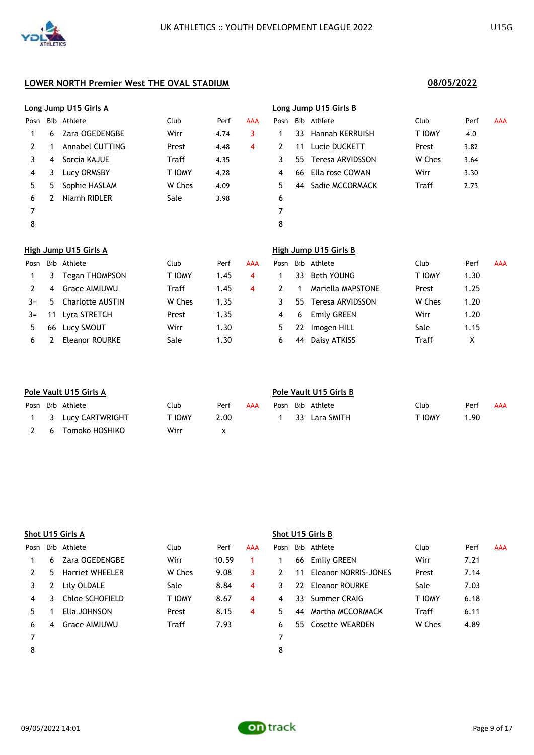UK ATHLETICS :: YOUTH DEVELOPMENT LEAGUE 2022

U15G

## LOWER NORTH Premier West THE OVAL STADIUM

**08/05/2022**

### Long Jump U15 Girls A

| Posn | Bib | Athlete | Club | Perf | AAA |
|---|---|---|---|---|---|
| 1 | 6 | Zara OGEDENGBE | Wirr | 4.74 | 3 |
| 2 | 1 | Annabel CUTTING | Prest | 4.48 | 4 |
| 3 | 4 | Sorcia KAJUE | Traff | 4.35 | |
| 4 | 3 | Lucy ORMSBY | T IOMY | 4.28 | |
| 5 | 5 | Sophie HASLAM | W Ches | 4.09 | |
| 6 | 2 | Niamh RIDLER | Sale | 3.98 | |
| 7 | | | | | |
| 8 | | | | | |

### Long Jump U15 Girls B

| Posn | Bib | Athlete | Club | Perf | AAA |
|---|---|---|---|---|---|
| 1 | 33 | Hannah KERRUISH | T IOMY | 4.0 | |
| 2 | 11 | Lucie DUCKETT | Prest | 3.82 | |
| 3 | 55 | Teresa ARVIDSSON | W Ches | 3.64 | |
| 4 | 66 | Ella rose COWAN | Wirr | 3.30 | |
| 5 | 44 | Sadie MCCORMACK | Traff | 2.73 | |
| 6 | | | | | |
| 7 | | | | | |
| 8 | | | | | |

### High Jump U15 Girls A

| Posn | Bib | Athlete | Club | Perf | AAA |
|---|---|---|---|---|---|
| 1 | 3 | Tegan THOMPSON | T IOMY | 1.45 | 4 |
| 2 | 4 | Grace AIMIUWU | Traff | 1.45 | 4 |
| 3= | 5 | Charlotte AUSTIN | W Ches | 1.35 | |
| 3= | 11 | Lyra STRETCH | Prest | 1.35 | |
| 5 | 66 | Lucy SMOUT | Wirr | 1.30 | |
| 6 | 2 | Eleanor ROURKE | Sale | 1.30 | |

### High Jump U15 Girls B

| Posn | Bib | Athlete | Club | Perf | AAA |
|---|---|---|---|---|---|
| 1 | 33 | Beth YOUNG | T IOMY | 1.30 | |
| 2 | 1 | Mariella MAPSTONE | Prest | 1.25 | |
| 3 | 55 | Teresa ARVIDSSON | W Ches | 1.20 | |
| 4 | 6 | Emily GREEN | Wirr | 1.20 | |
| 5 | 22 | Imogen HILL | Sale | 1.15 | |
| 6 | 44 | Daisy ATKISS | Traff | X | |

### Pole Vault U15 Girls A

| Posn | Bib | Athlete | Club | Perf | AAA |
|---|---|---|---|---|---|
| 1 | 3 | Lucy CARTWRIGHT | T IOMY | 2.00 | |
| 2 | 6 | Tomoko HOSHIKO | Wirr | x | |

### Pole Vault U15 Girls B

| Posn | Bib | Athlete | Club | Perf | AAA |
|---|---|---|---|---|---|
| 1 | 33 | Lara SMITH | T IOMY | 1.90 | |

### Shot U15 Girls A

| Posn | Bib | Athlete | Club | Perf | AAA |
|---|---|---|---|---|---|
| 1 | 6 | Zara OGEDENGBE | Wirr | 10.59 | 1 |
| 2 | 5 | Harriet WHEELER | W Ches | 9.08 | 3 |
| 3 | 2 | Lily OLDALE | Sale | 8.84 | 4 |
| 4 | 3 | Chloe SCHOFIELD | T IOMY | 8.67 | 4 |
| 5 | 1 | Ella JOHNSON | Prest | 8.15 | 4 |
| 6 | 4 | Grace AIMIUWU | Traff | 7.93 | |
| 7 | | | | | |
| 8 | | | | | |

### Shot U15 Girls B

| Posn | Bib | Athlete | Club | Perf | AAA |
|---|---|---|---|---|---|
| 1 | 66 | Emily GREEN | Wirr | 7.21 | |
| 2 | 11 | Eleanor NORRIS-JONES | Prest | 7.14 | |
| 3 | 22 | Eleanor ROURKE | Sale | 7.03 | |
| 4 | 33 | Summer CRAIG | T IOMY | 6.18 | |
| 5 | 44 | Martha MCCORMACK | Traff | 6.11 | |
| 6 | 55 | Cosette WEARDEN | W Ches | 4.89 | |
| 7 | | | | | |
| 8 | | | | | |

09/05/2022 14:01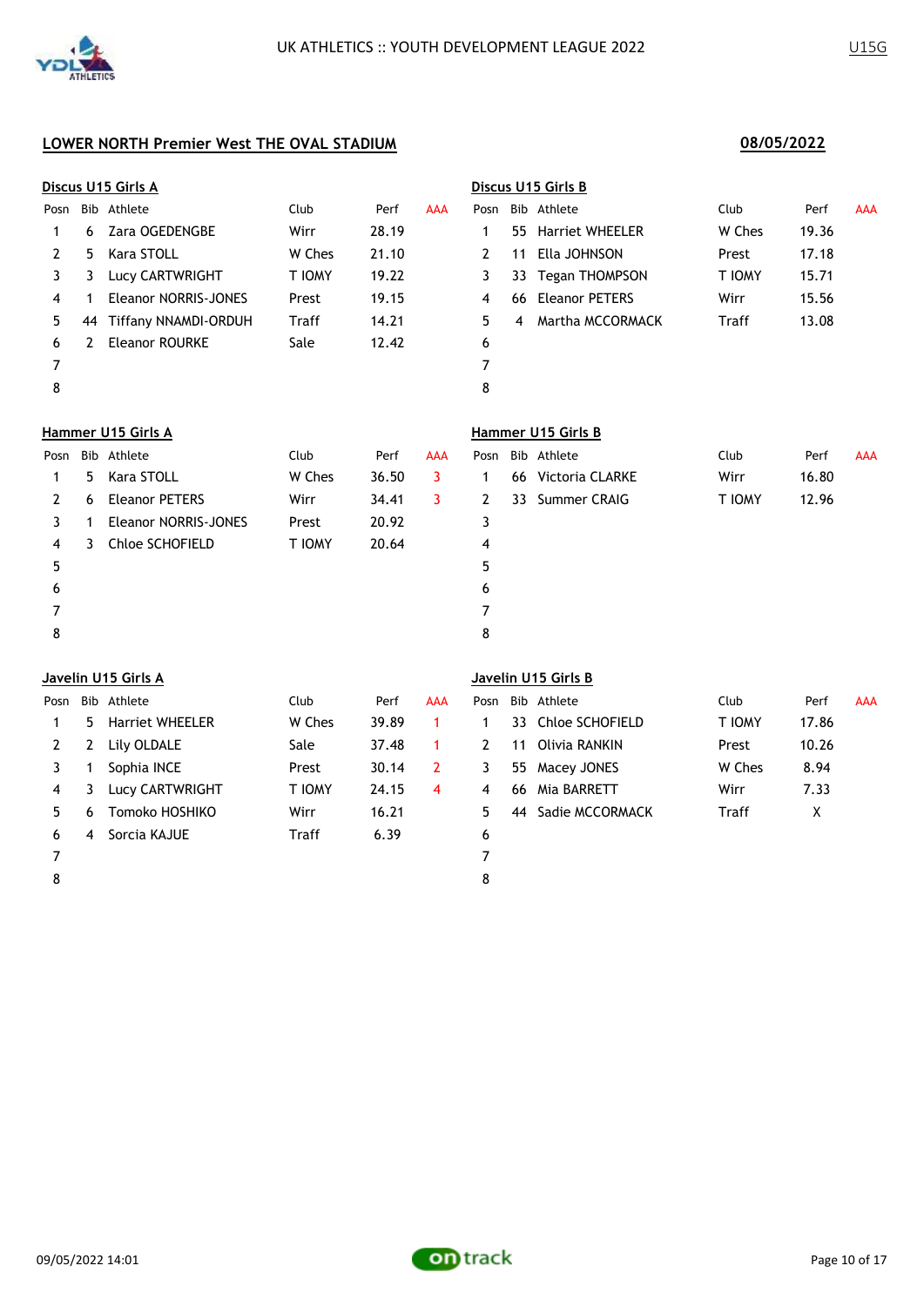UK ATHLETICS :: YOUTH DEVELOPMENT LEAGUE 2022

U15G

## LOWER NORTH Premier West THE OVAL STADIUM

**08/05/2022**

### Discus U15 Girls A

| Posn | Bib | Athlete | Club | Perf | AAA |
|---|---|---|---|---|---|
| 1 | 6 | Zara OGEDENGBE | Wirr | 28.19 | |
| 2 | 5 | Kara STOLL | W Ches | 21.10 | |
| 3 | 3 | Lucy CARTWRIGHT | T IOMY | 19.22 | |
| 4 | 1 | Eleanor NORRIS-JONES | Prest | 19.15 | |
| 5 | 44 | Tiffany NNAMDI-ORDUH | Traff | 14.21 | |
| 6 | 2 | Eleanor ROURKE | Sale | 12.42 | |
| 7 | | | | | |
| 8 | | | | | |

### Discus U15 Girls B

| Posn | Bib | Athlete | Club | Perf | AAA |
|---|---|---|---|---|---|
| 1 | 55 | Harriet WHEELER | W Ches | 19.36 | |
| 2 | 11 | Ella JOHNSON | Prest | 17.18 | |
| 3 | 33 | Tegan THOMPSON | T IOMY | 15.71 | |
| 4 | 66 | Eleanor PETERS | Wirr | 15.56 | |
| 5 | 4 | Martha MCCORMACK | Traff | 13.08 | |
| 6 | | | | | |
| 7 | | | | | |
| 8 | | | | | |

### Hammer U15 Girls A

| Posn | Bib | Athlete | Club | Perf | AAA |
|---|---|---|---|---|---|
| 1 | 5 | Kara STOLL | W Ches | 36.50 | 3 |
| 2 | 6 | Eleanor PETERS | Wirr | 34.41 | 3 |
| 3 | 1 | Eleanor NORRIS-JONES | Prest | 20.92 | |
| 4 | 3 | Chloe SCHOFIELD | T IOMY | 20.64 | |
| 5 | | | | | |
| 6 | | | | | |
| 7 | | | | | |
| 8 | | | | | |

### Hammer U15 Girls B

| Posn | Bib | Athlete | Club | Perf | AAA |
|---|---|---|---|---|---|
| 1 | 66 | Victoria CLARKE | Wirr | 16.80 | |
| 2 | 33 | Summer CRAIG | T IOMY | 12.96 | |
| 3 | | | | | |
| 4 | | | | | |
| 5 | | | | | |
| 6 | | | | | |
| 7 | | | | | |
| 8 | | | | | |

### Javelin U15 Girls A

| Posn | Bib | Athlete | Club | Perf | AAA |
|---|---|---|---|---|---|
| 1 | 5 | Harriet WHEELER | W Ches | 39.89 | 1 |
| 2 | 2 | Lily OLDALE | Sale | 37.48 | 1 |
| 3 | 1 | Sophia INCE | Prest | 30.14 | 2 |
| 4 | 3 | Lucy CARTWRIGHT | T IOMY | 24.15 | 4 |
| 5 | 6 | Tomoko HOSHIKO | Wirr | 16.21 | |
| 6 | 4 | Sorcia KAJUE | Traff | 6.39 | |
| 7 | | | | | |
| 8 | | | | | |

### Javelin U15 Girls B

| Posn | Bib | Athlete | Club | Perf | AAA |
|---|---|---|---|---|---|
| 1 | 33 | Chloe SCHOFIELD | T IOMY | 17.86 | |
| 2 | 11 | Olivia RANKIN | Prest | 10.26 | |
| 3 | 55 | Macey JONES | W Ches | 8.94 | |
| 4 | 66 | Mia BARRETT | Wirr | 7.33 | |
| 5 | 44 | Sadie MCCORMACK | Traff | X | |
| 6 | | | | | |
| 7 | | | | | |
| 8 | | | | | |

09/05/2022 14:01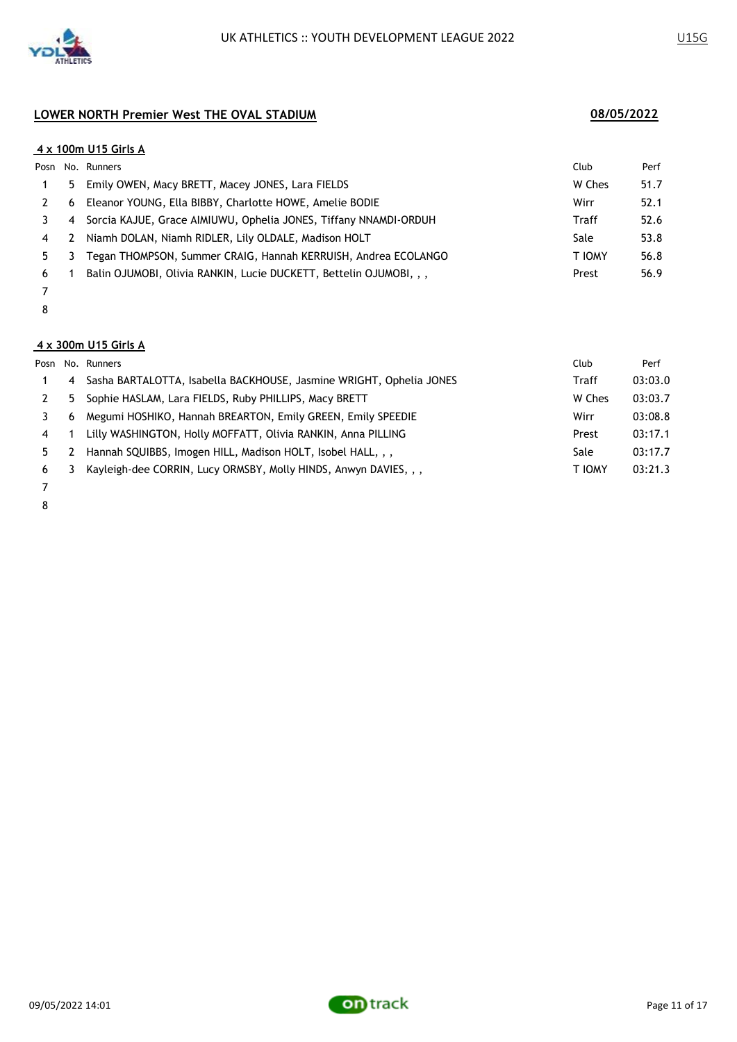## LOWER NORTH Premier West THE OVAL STADIUM

**08/05/2022**

### 4 x 100m U15 Girls A

| Posn | No. | Runners | Club | Perf |
|---|---|---|---|---|
| 1 | 5 | Emily OWEN, Macy BRETT, Macey JONES, Lara FIELDS | W Ches | 51.7 |
| 2 | 6 | Eleanor YOUNG, Ella BIBBY, Charlotte HOWE, Amelie BODIE | Wirr | 52.1 |
| 3 | 4 | Sorcia KAJUE, Grace AIMIUWU, Ophelia JONES, Tiffany NNAMDI-ORDUH | Traff | 52.6 |
| 4 | 2 | Niamh DOLAN, Niamh RIDLER, Lily OLDALE, Madison HOLT | Sale | 53.8 |
| 5 | 3 | Tegan THOMPSON, Summer CRAIG, Hannah KERRUISH, Andrea ECOLANGO | T IOMY | 56.8 |
| 6 | 1 | Balin OJUMOBI, Olivia RANKIN, Lucie DUCKETT, Bettelin OJUMOBI, , , | Prest | 56.9 |
| 7 | | | | |
| 8 | | | | |

### 4 x 300m U15 Girls A

| Posn | No. | Runners | Club | Perf |
|---|---|---|---|---|
| 1 | 4 | Sasha BARTALOTTA, Isabella BACKHOUSE, Jasmine WRIGHT, Ophelia JONES | Traff | 03:03.0 |
| 2 | 5 | Sophie HASLAM, Lara FIELDS, Ruby PHILLIPS, Macy BRETT | W Ches | 03:03.7 |
| 3 | 6 | Megumi HOSHIKO, Hannah BREARTON, Emily GREEN, Emily SPEEDIE | Wirr | 03:08.8 |
| 4 | 1 | Lilly WASHINGTON, Holly MOFFATT, Olivia RANKIN, Anna PILLING | Prest | 03:17.1 |
| 5 | 2 | Hannah SQUIBBS, Imogen HILL, Madison HOLT, Isobel HALL, , , | Sale | 03:17.7 |
| 6 | 3 | Kayleigh-dee CORRIN, Lucy ORMSBY, Molly HINDS, Anwyn DAVIES, , , | T IOMY | 03:21.3 |
| 7 | | | | |
| 8 | | | | |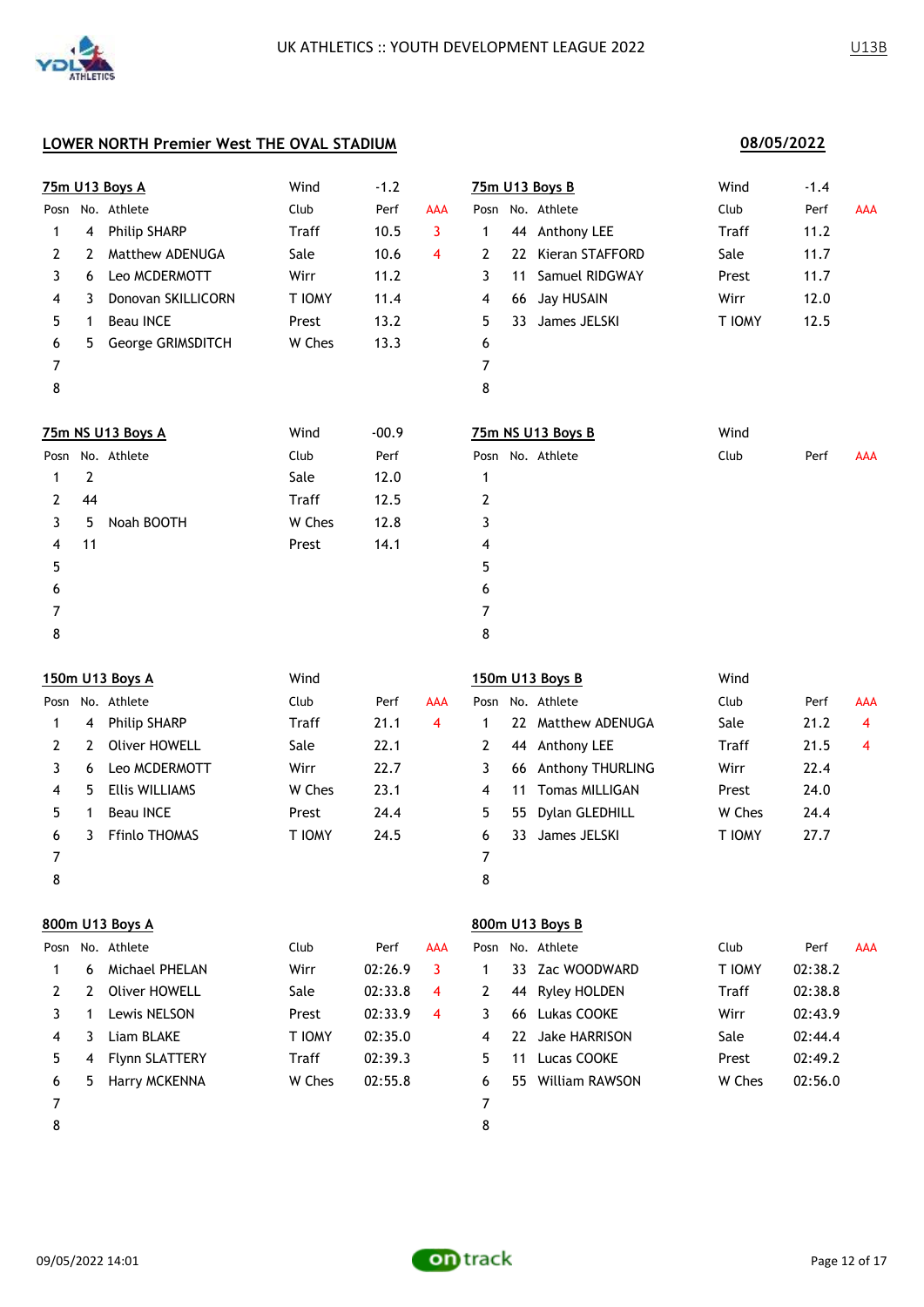UK ATHLETICS :: YOUTH DEVELOPMENT LEAGUE 2022

U13B

## LOWER NORTH Premier West THE OVAL STADIUM

**08/05/2022**

### 75m U13 Boys A

Wind -1.2

| Posn | No. | Athlete | Club | Perf | AAA |
|---|---|---|---|---|---|
| 1 | 4 | Philip SHARP | Traff | 10.5 | 3 |
| 2 | 2 | Matthew ADENUGA | Sale | 10.6 | 4 |
| 3 | 6 | Leo MCDERMOTT | Wirr | 11.2 | |
| 4 | 3 | Donovan SKILLICORN | T IOMY | 11.4 | |
| 5 | 1 | Beau INCE | Prest | 13.2 | |
| 6 | 5 | George GRIMSDITCH | W Ches | 13.3 | |
| 7 | | | | | |
| 8 | | | | | |

### 75m U13 Boys B

Wind -1.4

| Posn | No. | Athlete | Club | Perf | AAA |
|---|---|---|---|---|---|
| 1 | 44 | Anthony LEE | Traff | 11.2 | |
| 2 | 22 | Kieran STAFFORD | Sale | 11.7 | |
| 3 | 11 | Samuel RIDGWAY | Prest | 11.7 | |
| 4 | 66 | Jay HUSAIN | Wirr | 12.0 | |
| 5 | 33 | James JELSKI | T IOMY | 12.5 | |
| 6 | | | | | |
| 7 | | | | | |
| 8 | | | | | |

### 75m NS U13 Boys A

Wind -00.9

| Posn | No. | Athlete | Club | Perf |
|---|---|---|---|---|
| 1 | 2 | | Sale | 12.0 |
| 2 | 44 | | Traff | 12.5 |
| 3 | 5 | Noah BOOTH | W Ches | 12.8 |
| 4 | 11 | | Prest | 14.1 |
| 5 | | | | |
| 6 | | | | |
| 7 | | | | |
| 8 | | | | |

### 75m NS U13 Boys B

Wind

| Posn | No. | Athlete | Club | Perf | AAA |
|---|---|---|---|---|---|
| 1 | | | | | |
| 2 | | | | | |
| 3 | | | | | |
| 4 | | | | | |
| 5 | | | | | |
| 6 | | | | | |
| 7 | | | | | |
| 8 | | | | | |

### 150m U13 Boys A

Wind

| Posn | No. | Athlete | Club | Perf | AAA |
|---|---|---|---|---|---|
| 1 | 4 | Philip SHARP | Traff | 21.1 | 4 |
| 2 | 2 | Oliver HOWELL | Sale | 22.1 | |
| 3 | 6 | Leo MCDERMOTT | Wirr | 22.7 | |
| 4 | 5 | Ellis WILLIAMS | W Ches | 23.1 | |
| 5 | 1 | Beau INCE | Prest | 24.4 | |
| 6 | 3 | Ffinlo THOMAS | T IOMY | 24.5 | |
| 7 | | | | | |
| 8 | | | | | |

### 150m U13 Boys B

Wind

| Posn | No. | Athlete | Club | Perf | AAA |
|---|---|---|---|---|---|
| 1 | 22 | Matthew ADENUGA | Sale | 21.2 | 4 |
| 2 | 44 | Anthony LEE | Traff | 21.5 | 4 |
| 3 | 66 | Anthony THURLING | Wirr | 22.4 | |
| 4 | 11 | Tomas MILLIGAN | Prest | 24.0 | |
| 5 | 55 | Dylan GLEDHILL | W Ches | 24.4 | |
| 6 | 33 | James JELSKI | T IOMY | 27.7 | |
| 7 | | | | | |
| 8 | | | | | |

### 800m U13 Boys A

| Posn | No. | Athlete | Club | Perf | AAA |
|---|---|---|---|---|---|
| 1 | 6 | Michael PHELAN | Wirr | 02:26.9 | 3 |
| 2 | 2 | Oliver HOWELL | Sale | 02:33.8 | 4 |
| 3 | 1 | Lewis NELSON | Prest | 02:33.9 | 4 |
| 4 | 3 | Liam BLAKE | T IOMY | 02:35.0 | |
| 5 | 4 | Flynn SLATTERY | Traff | 02:39.3 | |
| 6 | 5 | Harry MCKENNA | W Ches | 02:55.8 | |
| 7 | | | | | |
| 8 | | | | | |

### 800m U13 Boys B

| Posn | No. | Athlete | Club | Perf | AAA |
|---|---|---|---|---|---|
| 1 | 33 | Zac WOODWARD | T IOMY | 02:38.2 | |
| 2 | 44 | Ryley HOLDEN | Traff | 02:38.8 | |
| 3 | 66 | Lukas COOKE | Wirr | 02:43.9 | |
| 4 | 22 | Jake HARRISON | Sale | 02:44.4 | |
| 5 | 11 | Lucas COOKE | Prest | 02:49.2 | |
| 6 | 55 | William RAWSON | W Ches | 02:56.0 | |
| 7 | | | | | |
| 8 | | | | | |

09/05/2022 14:01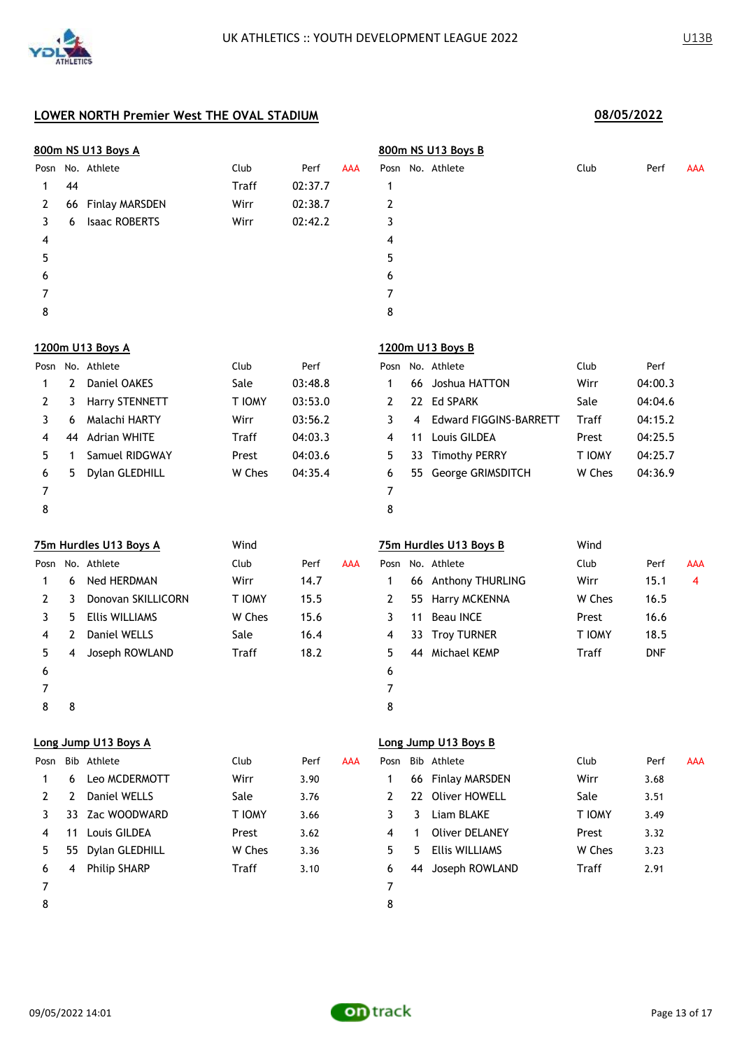# UK ATHLETICS :: YOUTH DEVELOPMENT LEAGUE 2022

U13B

## LOWER NORTH Premier West THE OVAL STADIUM

08/05/2022

### 800m NS U13 Boys A

| Posn | No. | Athlete | Club | Perf | AAA |
|---|---|---|---|---|---|
| 1 | 44 | | Traff | 02:37.7 | |
| 2 | 66 | Finlay MARSDEN | Wirr | 02:38.7 | |
| 3 | 6 | Isaac ROBERTS | Wirr | 02:42.2 | |
| 4 | | | | | |
| 5 | | | | | |
| 6 | | | | | |
| 7 | | | | | |
| 8 | | | | | |

### 800m NS U13 Boys B

| Posn | No. | Athlete | Club | Perf | AAA |
|---|---|---|---|---|---|
| 1 | | | | | |
| 2 | | | | | |
| 3 | | | | | |
| 4 | | | | | |
| 5 | | | | | |
| 6 | | | | | |
| 7 | | | | | |
| 8 | | | | | |

### 1200m U13 Boys A

| Posn | No. | Athlete | Club | Perf |
|---|---|---|---|---|
| 1 | 2 | Daniel OAKES | Sale | 03:48.8 |
| 2 | 3 | Harry STENNETT | T IOMY | 03:53.0 |
| 3 | 6 | Malachi HARTY | Wirr | 03:56.2 |
| 4 | 44 | Adrian WHITE | Traff | 04:03.3 |
| 5 | 1 | Samuel RIDGWAY | Prest | 04:03.6 |
| 6 | 5 | Dylan GLEDHILL | W Ches | 04:35.4 |
| 7 | | | | |
| 8 | | | | |

### 1200m U13 Boys B

| Posn | No. | Athlete | Club | Perf |
|---|---|---|---|---|
| 1 | 66 | Joshua HATTON | Wirr | 04:00.3 |
| 2 | 22 | Ed SPARK | Sale | 04:04.6 |
| 3 | 4 | Edward FIGGINS-BARRETT | Traff | 04:15.2 |
| 4 | 11 | Louis GILDEA | Prest | 04:25.5 |
| 5 | 33 | Timothy PERRY | T IOMY | 04:25.7 |
| 6 | 55 | George GRIMSDITCH | W Ches | 04:36.9 |
| 7 | | | | |
| 8 | | | | |

### 75m Hurdles U13 Boys A

Wind

| Posn | No. | Athlete | Club | Perf | AAA |
|---|---|---|---|---|---|
| 1 | 6 | Ned HERDMAN | Wirr | 14.7 | |
| 2 | 3 | Donovan SKILLICORN | T IOMY | 15.5 | |
| 3 | 5 | Ellis WILLIAMS | W Ches | 15.6 | |
| 4 | 2 | Daniel WELLS | Sale | 16.4 | |
| 5 | 4 | Joseph ROWLAND | Traff | 18.2 | |
| 6 | | | | | |
| 7 | | | | | |
| 8 | 8 | | | | |

### 75m Hurdles U13 Boys B

Wind

| Posn | No. | Athlete | Club | Perf | AAA |
|---|---|---|---|---|---|
| 1 | 66 | Anthony THURLING | Wirr | 15.1 | 4 |
| 2 | 55 | Harry MCKENNA | W Ches | 16.5 | |
| 3 | 11 | Beau INCE | Prest | 16.6 | |
| 4 | 33 | Troy TURNER | T IOMY | 18.5 | |
| 5 | 44 | Michael KEMP | Traff | DNF | |
| 6 | | | | | |
| 7 | | | | | |
| 8 | | | | | |

### Long Jump U13 Boys A

| Posn | Bib | Athlete | Club | Perf | AAA |
|---|---|---|---|---|---|
| 1 | 6 | Leo MCDERMOTT | Wirr | 3.90 | |
| 2 | 2 | Daniel WELLS | Sale | 3.76 | |
| 3 | 33 | Zac WOODWARD | T IOMY | 3.66 | |
| 4 | 11 | Louis GILDEA | Prest | 3.62 | |
| 5 | 55 | Dylan GLEDHILL | W Ches | 3.36 | |
| 6 | 4 | Philip SHARP | Traff | 3.10 | |
| 7 | | | | | |
| 8 | | | | | |

### Long Jump U13 Boys B

| Posn | Bib | Athlete | Club | Perf | AAA |
|---|---|---|---|---|---|
| 1 | 66 | Finlay MARSDEN | Wirr | 3.68 | |
| 2 | 22 | Oliver HOWELL | Sale | 3.51 | |
| 3 | 3 | Liam BLAKE | T IOMY | 3.49 | |
| 4 | 1 | Oliver DELANEY | Prest | 3.32 | |
| 5 | 5 | Ellis WILLIAMS | W Ches | 3.23 | |
| 6 | 44 | Joseph ROWLAND | Traff | 2.91 | |
| 7 | | | | | |
| 8 | | | | | |

09/05/2022 14:01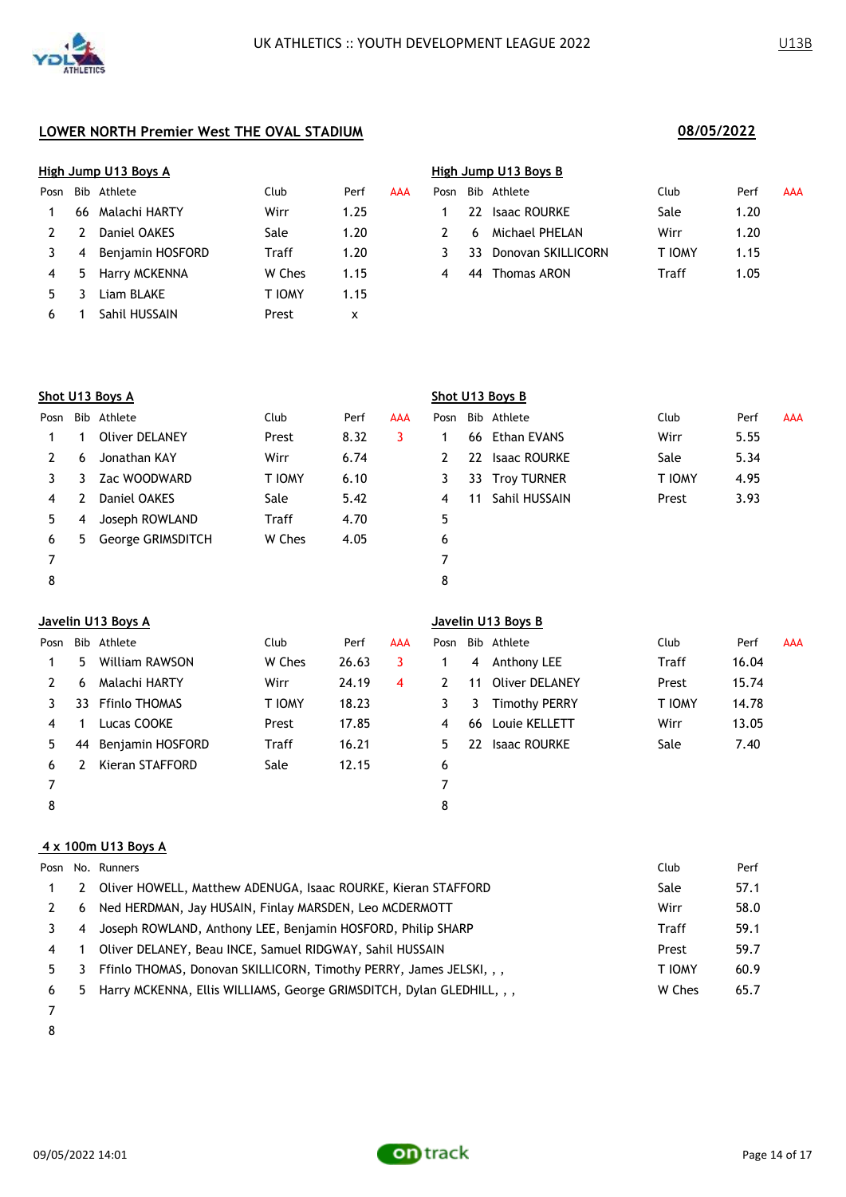## LOWER NORTH Premier West THE OVAL STADIUM

**08/05/2022**

### High Jump U13 Boys A

| Posn | Bib | Athlete | Club | Perf | AAA |
|---|---|---|---|---|---|
| 1 | 66 | Malachi HARTY | Wirr | 1.25 | |
| 2 | 2 | Daniel OAKES | Sale | 1.20 | |
| 3 | 4 | Benjamin HOSFORD | Traff | 1.20 | |
| 4 | 5 | Harry MCKENNA | W Ches | 1.15 | |
| 5 | 3 | Liam BLAKE | T IOMY | 1.15 | |
| 6 | 1 | Sahil HUSSAIN | Prest | x | |

### High Jump U13 Boys B

| Posn | Bib | Athlete | Club | Perf | AAA |
|---|---|---|---|---|---|
| 1 | 22 | Isaac ROURKE | Sale | 1.20 | |
| 2 | 6 | Michael PHELAN | Wirr | 1.20 | |
| 3 | 33 | Donovan SKILLICORN | T IOMY | 1.15 | |
| 4 | 44 | Thomas ARON | Traff | 1.05 | |

### Shot U13 Boys A

| Posn | Bib | Athlete | Club | Perf | AAA |
|---|---|---|---|---|---|
| 1 | 1 | Oliver DELANEY | Prest | 8.32 | 3 |
| 2 | 6 | Jonathan KAY | Wirr | 6.74 | |
| 3 | 3 | Zac WOODWARD | T IOMY | 6.10 | |
| 4 | 2 | Daniel OAKES | Sale | 5.42 | |
| 5 | 4 | Joseph ROWLAND | Traff | 4.70 | |
| 6 | 5 | George GRIMSDITCH | W Ches | 4.05 | |
| 7 | | | | | |
| 8 | | | | | |

### Shot U13 Boys B

| Posn | Bib | Athlete | Club | Perf | AAA |
|---|---|---|---|---|---|
| 1 | 66 | Ethan EVANS | Wirr | 5.55 | |
| 2 | 22 | Isaac ROURKE | Sale | 5.34 | |
| 3 | 33 | Troy TURNER | T IOMY | 4.95 | |
| 4 | 11 | Sahil HUSSAIN | Prest | 3.93 | |
| 5 | | | | | |
| 6 | | | | | |
| 7 | | | | | |
| 8 | | | | | |

### Javelin U13 Boys A

| Posn | Bib | Athlete | Club | Perf | AAA |
|---|---|---|---|---|---|
| 1 | 5 | William RAWSON | W Ches | 26.63 | 3 |
| 2 | 6 | Malachi HARTY | Wirr | 24.19 | 4 |
| 3 | 33 | Ffinlo THOMAS | T IOMY | 18.23 | |
| 4 | 1 | Lucas COOKE | Prest | 17.85 | |
| 5 | 44 | Benjamin HOSFORD | Traff | 16.21 | |
| 6 | 2 | Kieran STAFFORD | Sale | 12.15 | |
| 7 | | | | | |
| 8 | | | | | |

### Javelin U13 Boys B

| Posn | Bib | Athlete | Club | Perf | AAA |
|---|---|---|---|---|---|
| 1 | 4 | Anthony LEE | Traff | 16.04 | |
| 2 | 11 | Oliver DELANEY | Prest | 15.74 | |
| 3 | 3 | Timothy PERRY | T IOMY | 14.78 | |
| 4 | 66 | Louie KELLETT | Wirr | 13.05 | |
| 5 | 22 | Isaac ROURKE | Sale | 7.40 | |
| 6 | | | | | |
| 7 | | | | | |
| 8 | | | | | |

### 4 x 100m U13 Boys A

| Posn | No. | Runners | Club | Perf |
|---|---|---|---|---|
| 1 | 2 | Oliver HOWELL, Matthew ADENUGA, Isaac ROURKE, Kieran STAFFORD | Sale | 57.1 |
| 2 | 6 | Ned HERDMAN, Jay HUSAIN, Finlay MARSDEN, Leo MCDERMOTT | Wirr | 58.0 |
| 3 | 4 | Joseph ROWLAND, Anthony LEE, Benjamin HOSFORD, Philip SHARP | Traff | 59.1 |
| 4 | 1 | Oliver DELANEY, Beau INCE, Samuel RIDGWAY, Sahil HUSSAIN | Prest | 59.7 |
| 5 | 3 | Ffinlo THOMAS, Donovan SKILLICORN, Timothy PERRY, James JELSKI, , , | T IOMY | 60.9 |
| 6 | 5 | Harry MCKENNA, Ellis WILLIAMS, George GRIMSDITCH, Dylan GLEDHILL, , , | W Ches | 65.7 |
| 7 | | | | |
| 8 | | | | |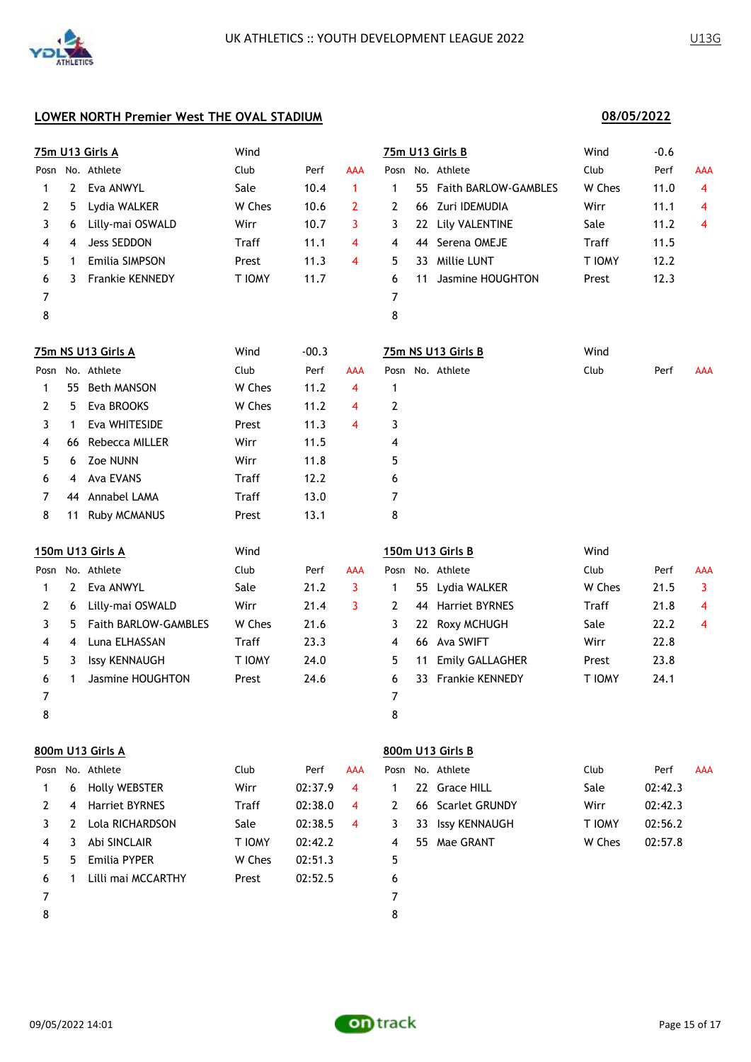UK ATHLETICS :: YOUTH DEVELOPMENT LEAGUE 2022

U13G

## LOWER NORTH Premier West THE OVAL STADIUM

**08/05/2022**

### 75m U13 Girls A

Wind

| Posn | No. | Athlete | Club | Perf | AAA |
|---|---|---|---|---|---|
| 1 | 2 | Eva ANWYL | Sale | 10.4 | 1 |
| 2 | 5 | Lydia WALKER | W Ches | 10.6 | 2 |
| 3 | 6 | Lilly-mai OSWALD | Wirr | 10.7 | 3 |
| 4 | 4 | Jess SEDDON | Traff | 11.1 | 4 |
| 5 | 1 | Emilia SIMPSON | Prest | 11.3 | 4 |
| 6 | 3 | Frankie KENNEDY | T IOMY | 11.7 | |
| 7 | | | | | |
| 8 | | | | | |

### 75m U13 Girls B

Wind -0.6

| Posn | No. | Athlete | Club | Perf | AAA |
|---|---|---|---|---|---|
| 1 | 55 | Faith BARLOW-GAMBLES | W Ches | 11.0 | 4 |
| 2 | 66 | Zuri IDEMUDIA | Wirr | 11.1 | 4 |
| 3 | 22 | Lily VALENTINE | Sale | 11.2 | 4 |
| 4 | 44 | Serena OMEJE | Traff | 11.5 | |
| 5 | 33 | Millie LUNT | T IOMY | 12.2 | |
| 6 | 11 | Jasmine HOUGHTON | Prest | 12.3 | |
| 7 | | | | | |
| 8 | | | | | |

### 75m NS U13 Girls A

Wind -00.3

| Posn | No. | Athlete | Club | Perf | AAA |
|---|---|---|---|---|---|
| 1 | 55 | Beth MANSON | W Ches | 11.2 | 4 |
| 2 | 5 | Eva BROOKS | W Ches | 11.2 | 4 |
| 3 | 1 | Eva WHITESIDE | Prest | 11.3 | 4 |
| 4 | 66 | Rebecca MILLER | Wirr | 11.5 | |
| 5 | 6 | Zoe NUNN | Wirr | 11.8 | |
| 6 | 4 | Ava EVANS | Traff | 12.2 | |
| 7 | 44 | Annabel LAMA | Traff | 13.0 | |
| 8 | 11 | Ruby MCMANUS | Prest | 13.1 | |

### 75m NS U13 Girls B

Wind

| Posn | No. | Athlete | Club | Perf | AAA |
|---|---|---|---|---|---|
| 1 | | | | | |
| 2 | | | | | |
| 3 | | | | | |
| 4 | | | | | |
| 5 | | | | | |
| 6 | | | | | |
| 7 | | | | | |
| 8 | | | | | |

### 150m U13 Girls A

Wind

| Posn | No. | Athlete | Club | Perf | AAA |
|---|---|---|---|---|---|
| 1 | 2 | Eva ANWYL | Sale | 21.2 | 3 |
| 2 | 6 | Lilly-mai OSWALD | Wirr | 21.4 | 3 |
| 3 | 5 | Faith BARLOW-GAMBLES | W Ches | 21.6 | |
| 4 | 4 | Luna ELHASSAN | Traff | 23.3 | |
| 5 | 3 | Issy KENNAUGH | T IOMY | 24.0 | |
| 6 | 1 | Jasmine HOUGHTON | Prest | 24.6 | |
| 7 | | | | | |
| 8 | | | | | |

### 150m U13 Girls B

Wind

| Posn | No. | Athlete | Club | Perf | AAA |
|---|---|---|---|---|---|
| 1 | 55 | Lydia WALKER | W Ches | 21.5 | 3 |
| 2 | 44 | Harriet BYRNES | Traff | 21.8 | 4 |
| 3 | 22 | Roxy MCHUGH | Sale | 22.2 | 4 |
| 4 | 66 | Ava SWIFT | Wirr | 22.8 | |
| 5 | 11 | Emily GALLAGHER | Prest | 23.8 | |
| 6 | 33 | Frankie KENNEDY | T IOMY | 24.1 | |
| 7 | | | | | |
| 8 | | | | | |

### 800m U13 Girls A

| Posn | No. | Athlete | Club | Perf | AAA |
|---|---|---|---|---|---|
| 1 | 6 | Holly WEBSTER | Wirr | 02:37.9 | 4 |
| 2 | 4 | Harriet BYRNES | Traff | 02:38.0 | 4 |
| 3 | 2 | Lola RICHARDSON | Sale | 02:38.5 | 4 |
| 4 | 3 | Abi SINCLAIR | T IOMY | 02:42.2 | |
| 5 | 5 | Emilia PYPER | W Ches | 02:51.3 | |
| 6 | 1 | Lilli mai MCCARTHY | Prest | 02:52.5 | |
| 7 | | | | | |
| 8 | | | | | |

### 800m U13 Girls B

| Posn | No. | Athlete | Club | Perf | AAA |
|---|---|---|---|---|---|
| 1 | 22 | Grace HILL | Sale | 02:42.3 | |
| 2 | 66 | Scarlet GRUNDY | Wirr | 02:42.3 | |
| 3 | 33 | Issy KENNAUGH | T IOMY | 02:56.2 | |
| 4 | 55 | Mae GRANT | W Ches | 02:57.8 | |
| 5 | | | | | |
| 6 | | | | | |
| 7 | | | | | |
| 8 | | | | | |

09/05/2022 14:01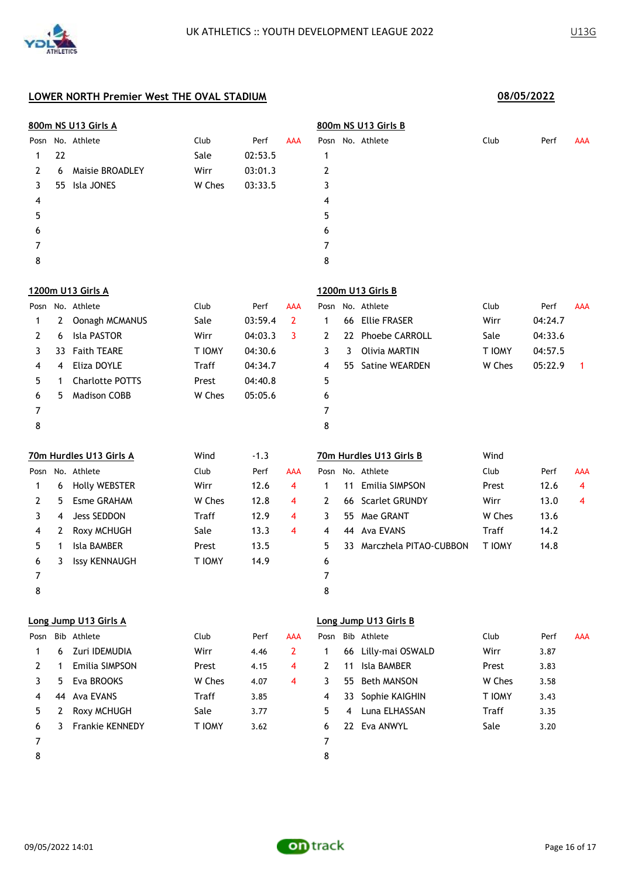## LOWER NORTH Premier West THE OVAL STADIUM

**08/05/2022**

### 800m NS U13 Girls A

| Posn | No. | Athlete | Club | Perf | AAA |
|---|---|---|---|---|---|
| 1 | 22 | | Sale | 02:53.5 | |
| 2 | 6 | Maisie BROADLEY | Wirr | 03:01.3 | |
| 3 | 55 | Isla JONES | W Ches | 03:33.5 | |
| 4 | | | | | |
| 5 | | | | | |
| 6 | | | | | |
| 7 | | | | | |
| 8 | | | | | |

### 800m NS U13 Girls B

| Posn | No. | Athlete | Club | Perf | AAA |
|---|---|---|---|---|---|
| 1 | | | | | |
| 2 | | | | | |
| 3 | | | | | |
| 4 | | | | | |
| 5 | | | | | |
| 6 | | | | | |
| 7 | | | | | |
| 8 | | | | | |

### 1200m U13 Girls A

| Posn | No. | Athlete | Club | Perf | AAA |
|---|---|---|---|---|---|
| 1 | 2 | Oonagh MCMANUS | Sale | 03:59.4 | 2 |
| 2 | 6 | Isla PASTOR | Wirr | 04:03.3 | 3 |
| 3 | 33 | Faith TEARE | T IOMY | 04:30.6 | |
| 4 | 4 | Eliza DOYLE | Traff | 04:34.7 | |
| 5 | 1 | Charlotte POTTS | Prest | 04:40.8 | |
| 6 | 5 | Madison COBB | W Ches | 05:05.6 | |
| 7 | | | | | |
| 8 | | | | | |

### 1200m U13 Girls B

| Posn | No. | Athlete | Club | Perf | AAA |
|---|---|---|---|---|---|
| 1 | 66 | Ellie FRASER | Wirr | 04:24.7 | |
| 2 | 22 | Phoebe CARROLL | Sale | 04:33.6 | |
| 3 | 3 | Olivia MARTIN | T IOMY | 04:57.5 | |
| 4 | 55 | Satine WEARDEN | W Ches | 05:22.9 | 1 |
| 5 | | | | | |
| 6 | | | | | |
| 7 | | | | | |
| 8 | | | | | |

### 70m Hurdles U13 Girls A

Wind: -1.3

| Posn | No. | Athlete | Club | Perf | AAA |
|---|---|---|---|---|---|
| 1 | 6 | Holly WEBSTER | Wirr | 12.6 | 4 |
| 2 | 5 | Esme GRAHAM | W Ches | 12.8 | 4 |
| 3 | 4 | Jess SEDDON | Traff | 12.9 | 4 |
| 4 | 2 | Roxy MCHUGH | Sale | 13.3 | 4 |
| 5 | 1 | Isla BAMBER | Prest | 13.5 | |
| 6 | 3 | Issy KENNAUGH | T IOMY | 14.9 | |
| 7 | | | | | |
| 8 | | | | | |

### 70m Hurdles U13 Girls B

Wind:

| Posn | No. | Athlete | Club | Perf | AAA |
|---|---|---|---|---|---|
| 1 | 11 | Emilia SIMPSON | Prest | 12.6 | 4 |
| 2 | 66 | Scarlet GRUNDY | Wirr | 13.0 | 4 |
| 3 | 55 | Mae GRANT | W Ches | 13.6 | |
| 4 | 44 | Ava EVANS | Traff | 14.2 | |
| 5 | 33 | Marczhela PITAO-CUBBON | T IOMY | 14.8 | |
| 6 | | | | | |
| 7 | | | | | |
| 8 | | | | | |

### Long Jump U13 Girls A

| Posn | Bib | Athlete | Club | Perf | AAA |
|---|---|---|---|---|---|
| 1 | 6 | Zuri IDEMUDIA | Wirr | 4.46 | 2 |
| 2 | 1 | Emilia SIMPSON | Prest | 4.15 | 4 |
| 3 | 5 | Eva BROOKS | W Ches | 4.07 | 4 |
| 4 | 44 | Ava EVANS | Traff | 3.85 | |
| 5 | 2 | Roxy MCHUGH | Sale | 3.77 | |
| 6 | 3 | Frankie KENNEDY | T IOMY | 3.62 | |
| 7 | | | | | |
| 8 | | | | | |

### Long Jump U13 Girls B

| Posn | Bib | Athlete | Club | Perf | AAA |
|---|---|---|---|---|---|
| 1 | 66 | Lilly-mai OSWALD | Wirr | 3.87 | |
| 2 | 11 | Isla BAMBER | Prest | 3.83 | |
| 3 | 55 | Beth MANSON | W Ches | 3.58 | |
| 4 | 33 | Sophie KAIGHIN | T IOMY | 3.43 | |
| 5 | 4 | Luna ELHASSAN | Traff | 3.35 | |
| 6 | 22 | Eva ANWYL | Sale | 3.20 | |
| 7 | | | | | |
| 8 | | | | | |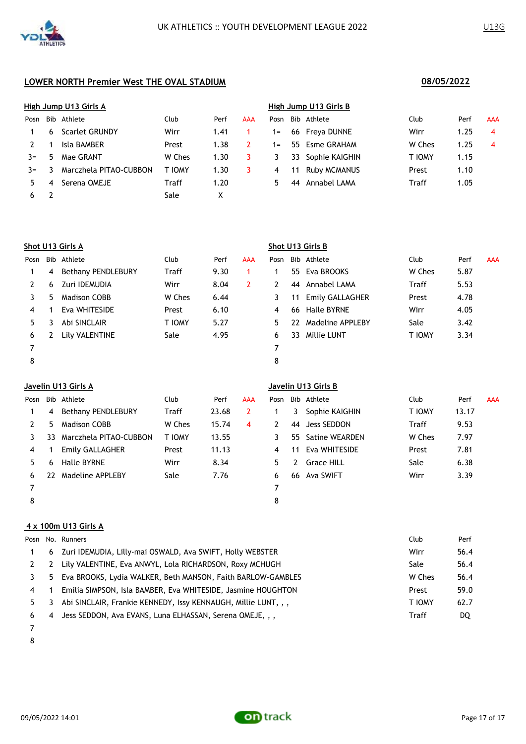UK ATHLETICS :: YOUTH DEVELOPMENT LEAGUE 2022

U13G

## LOWER NORTH Premier West THE OVAL STADIUM

08/05/2022

### High Jump U13 Girls A

| Posn | Bib | Athlete | Club | Perf | AAA |
|---|---|---|---|---|---|
| 1 | 6 | Scarlet GRUNDY | Wirr | 1.41 | 1 |
| 2 | 1 | Isla BAMBER | Prest | 1.38 | 2 |
| 3= | 5 | Mae GRANT | W Ches | 1.30 | 3 |
| 3= | 3 | Marczhela PITAO-CUBBON | T IOMY | 1.30 | 3 |
| 5 | 4 | Serena OMEJE | Traff | 1.20 | |
| 6 | 2 | | Sale | X | |

### High Jump U13 Girls B

| Posn | Bib | Athlete | Club | Perf | AAA |
|---|---|---|---|---|---|
| 1= | 66 | Freya DUNNE | Wirr | 1.25 | 4 |
| 1= | 55 | Esme GRAHAM | W Ches | 1.25 | 4 |
| 3 | 33 | Sophie KAIGHIN | T IOMY | 1.15 | |
| 4 | 11 | Ruby MCMANUS | Prest | 1.10 | |
| 5 | 44 | Annabel LAMA | Traff | 1.05 | |

### Shot U13 Girls A

| Posn | Bib | Athlete | Club | Perf | AAA |
|---|---|---|---|---|---|
| 1 | 4 | Bethany PENDLEBURY | Traff | 9.30 | 1 |
| 2 | 6 | Zuri IDEMUDIA | Wirr | 8.04 | 2 |
| 3 | 5 | Madison COBB | W Ches | 6.44 | |
| 4 | 1 | Eva WHITESIDE | Prest | 6.10 | |
| 5 | 3 | Abi SINCLAIR | T IOMY | 5.27 | |
| 6 | 2 | Lily VALENTINE | Sale | 4.95 | |
| 7 | | | | | |
| 8 | | | | | |

### Shot U13 Girls B

| Posn | Bib | Athlete | Club | Perf | AAA |
|---|---|---|---|---|---|
| 1 | 55 | Eva BROOKS | W Ches | 5.87 | |
| 2 | 44 | Annabel LAMA | Traff | 5.53 | |
| 3 | 11 | Emily GALLAGHER | Prest | 4.78 | |
| 4 | 66 | Halle BYRNE | Wirr | 4.05 | |
| 5 | 22 | Madeline APPLEBY | Sale | 3.42 | |
| 6 | 33 | Millie LUNT | T IOMY | 3.34 | |
| 7 | | | | | |
| 8 | | | | | |

### Javelin U13 Girls A

| Posn | Bib | Athlete | Club | Perf | AAA |
|---|---|---|---|---|---|
| 1 | 4 | Bethany PENDLEBURY | Traff | 23.68 | 2 |
| 2 | 5 | Madison COBB | W Ches | 15.74 | 4 |
| 3 | 33 | Marczhela PITAO-CUBBON | T IOMY | 13.55 | |
| 4 | 1 | Emily GALLAGHER | Prest | 11.13 | |
| 5 | 6 | Halle BYRNE | Wirr | 8.34 | |
| 6 | 22 | Madeline APPLEBY | Sale | 7.76 | |
| 7 | | | | | |
| 8 | | | | | |

### Javelin U13 Girls B

| Posn | Bib | Athlete | Club | Perf | AAA |
|---|---|---|---|---|---|
| 1 | 3 | Sophie KAIGHIN | T IOMY | 13.17 | |
| 2 | 44 | Jess SEDDON | Traff | 9.53 | |
| 3 | 55 | Satine WEARDEN | W Ches | 7.97 | |
| 4 | 11 | Eva WHITESIDE | Prest | 7.81 | |
| 5 | 2 | Grace HILL | Sale | 6.38 | |
| 6 | 66 | Ava SWIFT | Wirr | 3.39 | |
| 7 | | | | | |
| 8 | | | | | |

### 4 x 100m U13 Girls A

| Posn | No. | Runners | Club | Perf |
|---|---|---|---|---|
| 1 | 6 | Zuri IDEMUDIA, Lilly-mai OSWALD, Ava SWIFT, Holly WEBSTER | Wirr | 56.4 |
| 2 | 2 | Lily VALENTINE, Eva ANWYL, Lola RICHARDSON, Roxy MCHUGH | Sale | 56.4 |
| 3 | 5 | Eva BROOKS, Lydia WALKER, Beth MANSON, Faith BARLOW-GAMBLES | W Ches | 56.4 |
| 4 | 1 | Emilia SIMPSON, Isla BAMBER, Eva WHITESIDE, Jasmine HOUGHTON | Prest | 59.0 |
| 5 | 3 | Abi SINCLAIR, Frankie KENNEDY, Issy KENNAUGH, Millie LUNT, , , | T IOMY | 62.7 |
| 6 | 4 | Jess SEDDON, Ava EVANS, Luna ELHASSAN, Serena OMEJE, , , | Traff | DQ |
| 7 | | | | |
| 8 | | | | |

09/05/2022 14:01